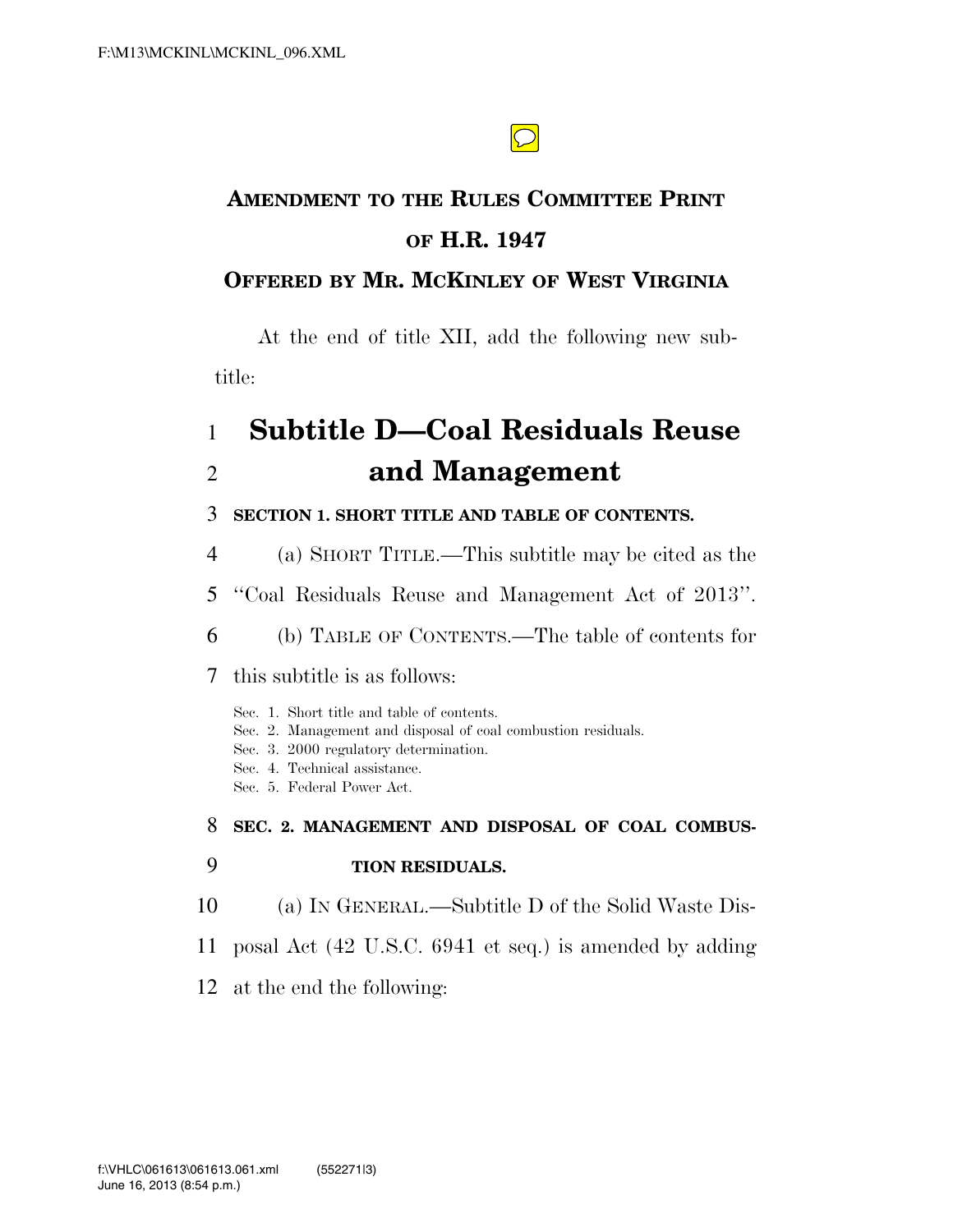**AMENDMENT TO THE RULES COMMITTEE PRINT OF H.R. 1947**

**OFFERED BY MR. MCKINLEY OF WEST VIRGINIA**

At the end of title XII, add the following new subtitle:

# Subtitle D—Coal Residuals Reuse and Management

**SECTION 1. SHORT TITLE AND TABLE OF CONTENTS.**

(a) SHORT TITLE.—This subtitle may be cited as the "Coal Residuals Reuse and Management Act of 2013".

(b) TABLE OF CONTENTS.—The table of contents for this subtitle is as follows:

Sec. 1. Short title and table of contents.
Sec. 2. Management and disposal of coal combustion residuals.
Sec. 3. 2000 regulatory determination.
Sec. 4. Technical assistance.
Sec. 5. Federal Power Act.

**SEC. 2. MANAGEMENT AND DISPOSAL OF COAL COMBUSTION RESIDUALS.**

(a) IN GENERAL.—Subtitle D of the Solid Waste Disposal Act (42 U.S.C. 6941 et seq.) is amended by adding at the end the following: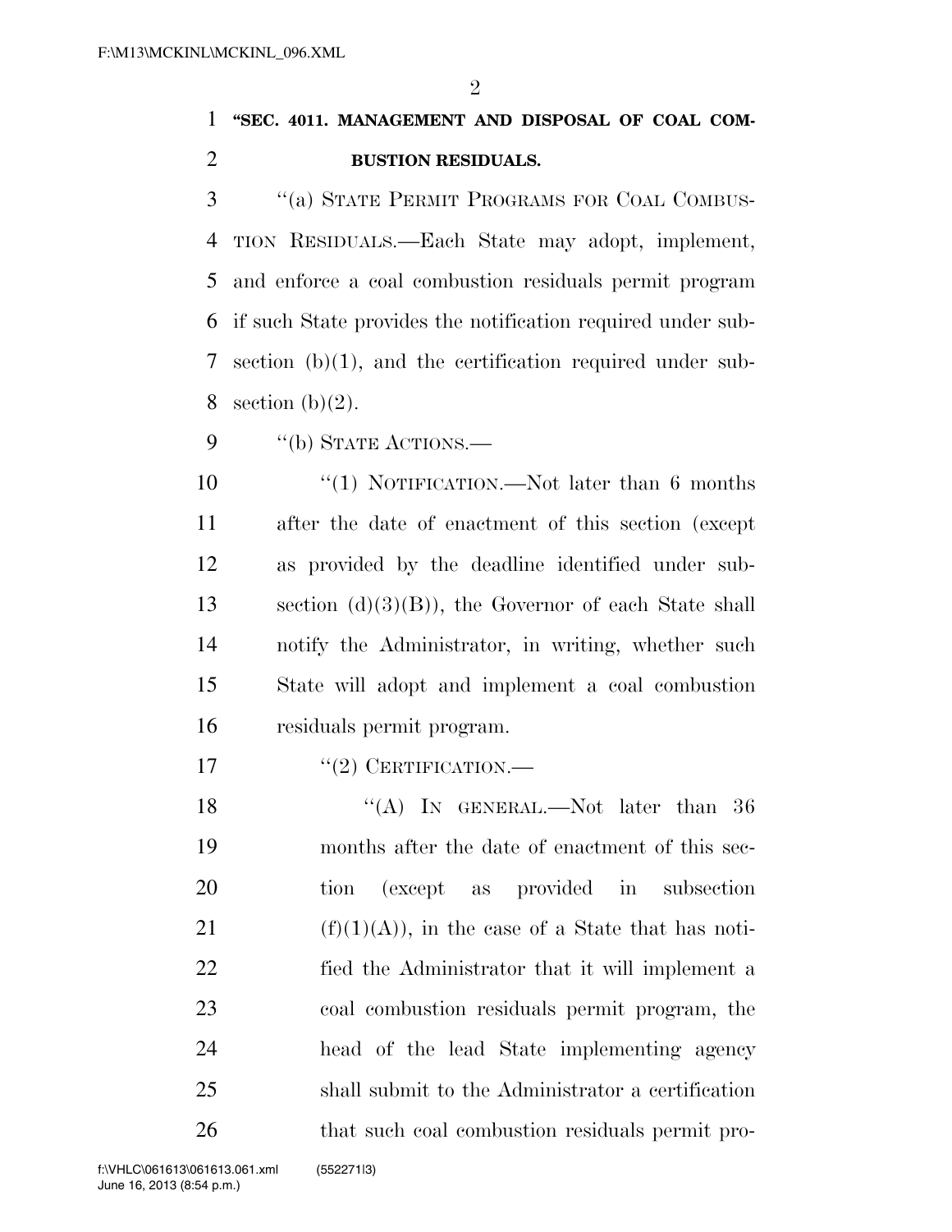**"SEC. 4011. MANAGEMENT AND DISPOSAL OF COAL COMBUSTION RESIDUALS.**

"(a) STATE PERMIT PROGRAMS FOR COAL COMBUSTION RESIDUALS.—Each State may adopt, implement, and enforce a coal combustion residuals permit program if such State provides the notification required under subsection (b)(1), and the certification required under subsection (b)(2).

"(b) STATE ACTIONS.—

"(1) NOTIFICATION.—Not later than 6 months after the date of enactment of this section (except as provided by the deadline identified under subsection (d)(3)(B)), the Governor of each State shall notify the Administrator, in writing, whether such State will adopt and implement a coal combustion residuals permit program.

"(2) CERTIFICATION.—

"(A) IN GENERAL.—Not later than 36 months after the date of enactment of this section (except as provided in subsection (f)(1)(A)), in the case of a State that has notified the Administrator that it will implement a coal combustion residuals permit program, the head of the lead State implementing agency shall submit to the Administrator a certification that such coal combustion residuals permit pro-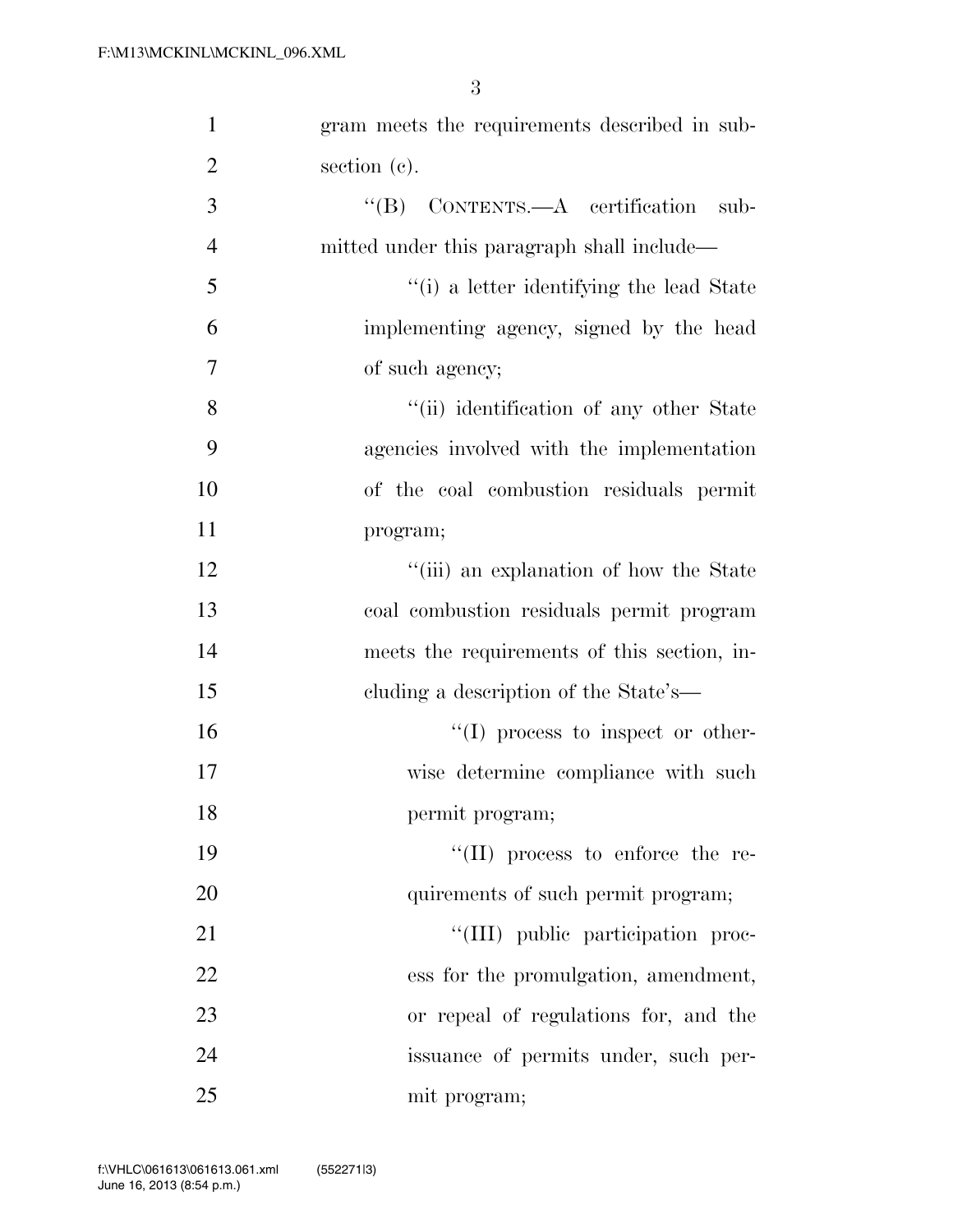gram meets the requirements described in subsection (c).

"(B) CONTENTS.—A certification submitted under this paragraph shall include—

"(i) a letter identifying the lead State implementing agency, signed by the head of such agency;

"(ii) identification of any other State agencies involved with the implementation of the coal combustion residuals permit program;

"(iii) an explanation of how the State coal combustion residuals permit program meets the requirements of this section, including a description of the State's—

"(I) process to inspect or otherwise determine compliance with such permit program;

"(II) process to enforce the requirements of such permit program;

"(III) public participation process for the promulgation, amendment, or repeal of regulations for, and the issuance of permits under, such permit program;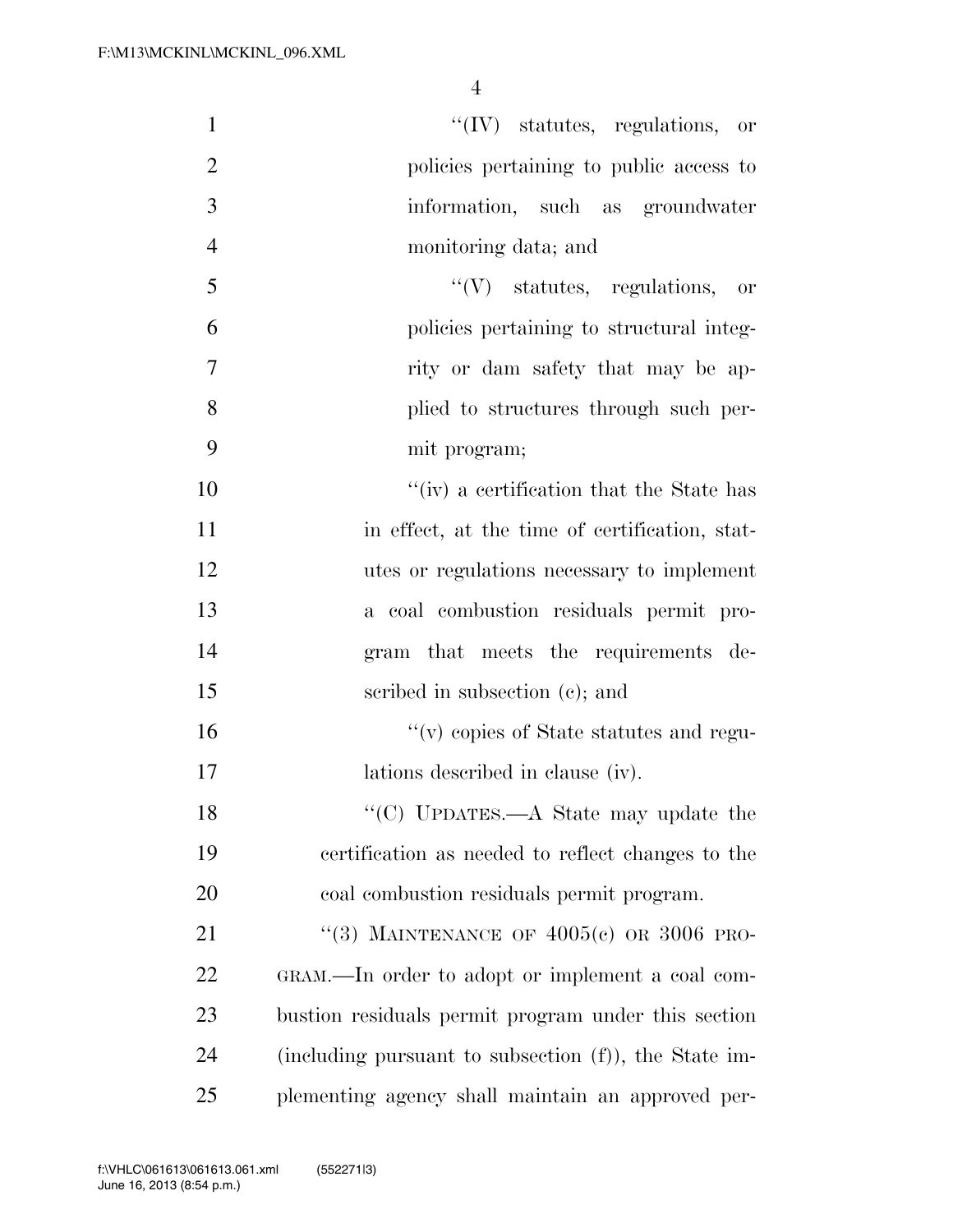''(IV) statutes, regulations, or policies pertaining to public access to information, such as groundwater monitoring data; and

''(V) statutes, regulations, or policies pertaining to structural integrity or dam safety that may be applied to structures through such permit program;

''(iv) a certification that the State has in effect, at the time of certification, statutes or regulations necessary to implement a coal combustion residuals permit program that meets the requirements described in subsection (c); and

''(v) copies of State statutes and regulations described in clause (iv).

''(C) UPDATES.—A State may update the certification as needed to reflect changes to the coal combustion residuals permit program.

''(3) MAINTENANCE OF 4005(c) OR 3006 PROGRAM.—In order to adopt or implement a coal combustion residuals permit program under this section (including pursuant to subsection (f)), the State implementing agency shall maintain an approved per-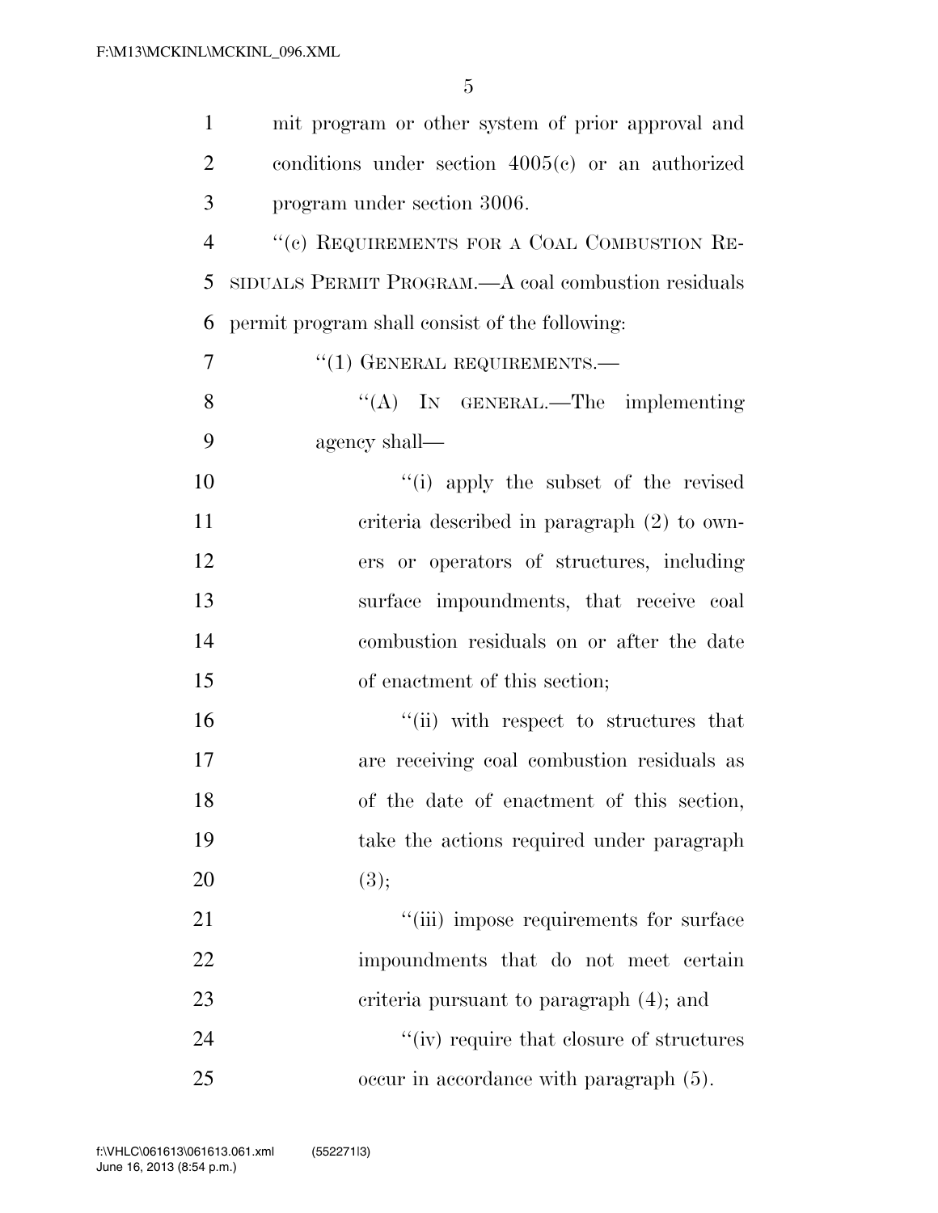mit program or other system of prior approval and conditions under section 4005(c) or an authorized program under section 3006.

"(c) REQUIREMENTS FOR A COAL COMBUSTION RESIDUALS PERMIT PROGRAM.—A coal combustion residuals permit program shall consist of the following:

"(1) GENERAL REQUIREMENTS.—

"(A) IN GENERAL.—The implementing agency shall—

"(i) apply the subset of the revised criteria described in paragraph (2) to owners or operators of structures, including surface impoundments, that receive coal combustion residuals on or after the date of enactment of this section;

"(ii) with respect to structures that are receiving coal combustion residuals as of the date of enactment of this section, take the actions required under paragraph (3);

"(iii) impose requirements for surface impoundments that do not meet certain criteria pursuant to paragraph (4); and

"(iv) require that closure of structures occur in accordance with paragraph (5).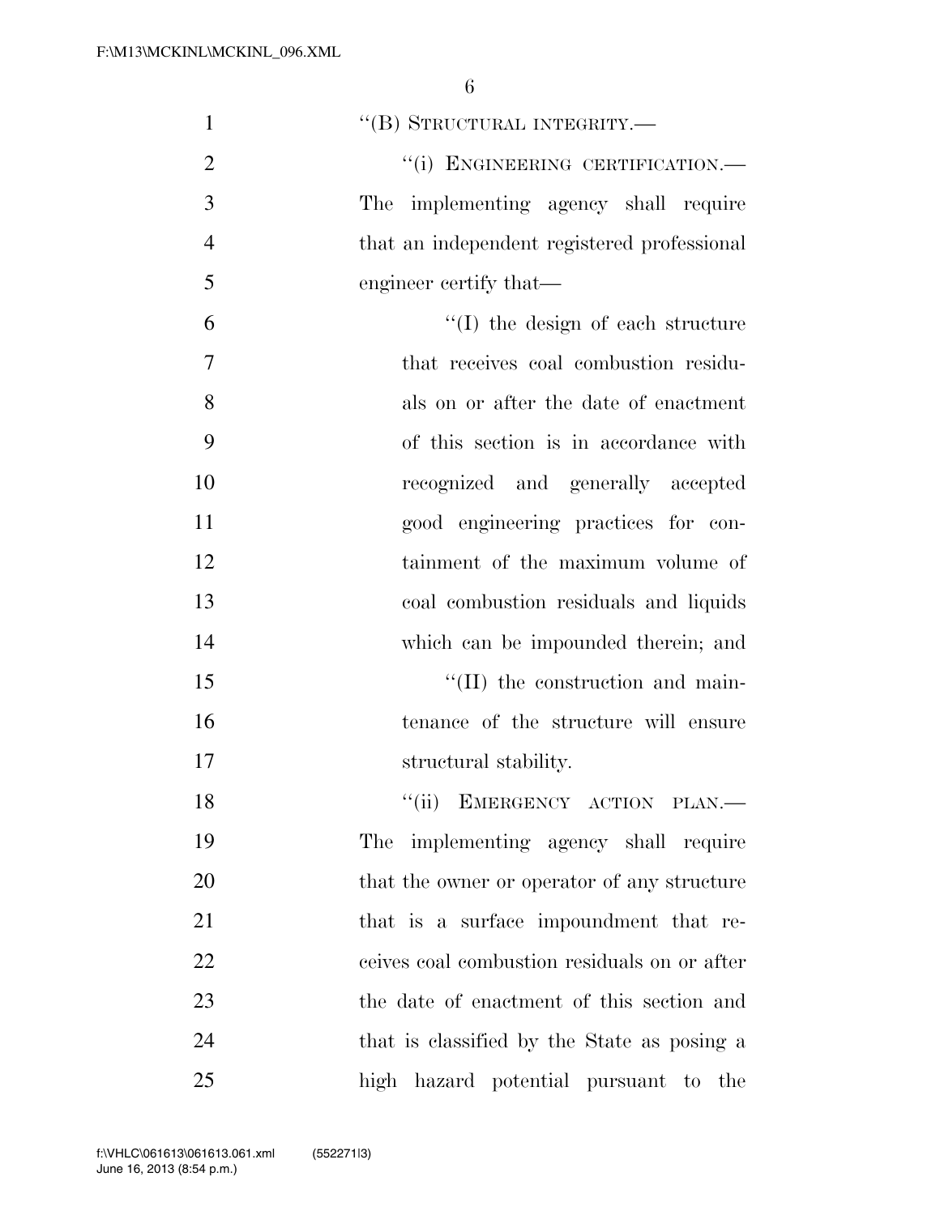"(B) STRUCTURAL INTEGRITY.—

"(i) ENGINEERING CERTIFICATION.— The implementing agency shall require that an independent registered professional engineer certify that—

"(I) the design of each structure that receives coal combustion residuals on or after the date of enactment of this section is in accordance with recognized and generally accepted good engineering practices for containment of the maximum volume of coal combustion residuals and liquids which can be impounded therein; and

"(II) the construction and maintenance of the structure will ensure structural stability.

"(ii) EMERGENCY ACTION PLAN.— The implementing agency shall require that the owner or operator of any structure that is a surface impoundment that receives coal combustion residuals on or after the date of enactment of this section and that is classified by the State as posing a high hazard potential pursuant to the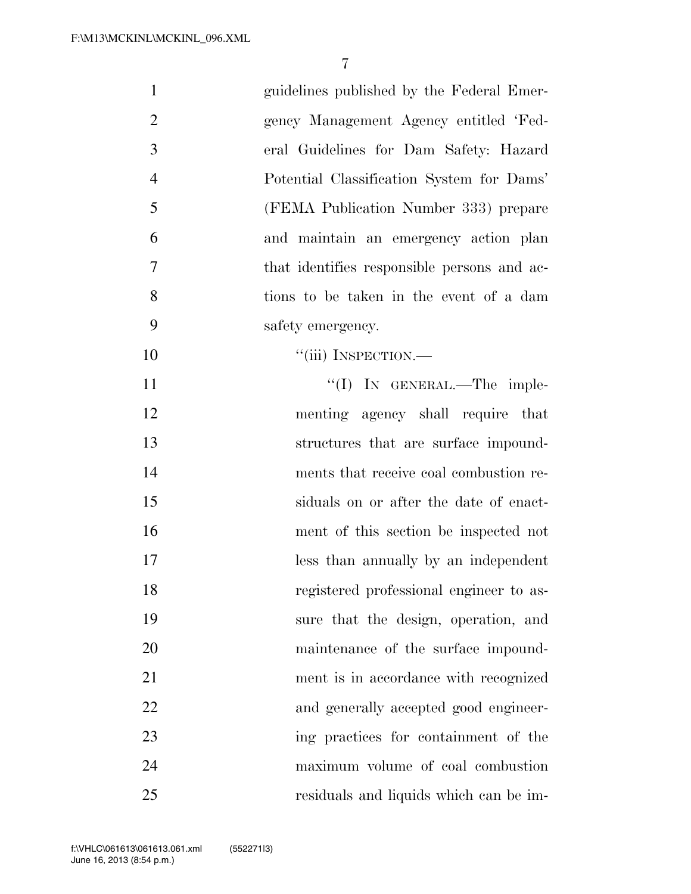guidelines published by the Federal Emergency Management Agency entitled 'Federal Guidelines for Dam Safety: Hazard Potential Classification System for Dams' (FEMA Publication Number 333) prepare and maintain an emergency action plan that identifies responsible persons and actions to be taken in the event of a dam safety emergency.

"(iii) INSPECTION.—

"(I) IN GENERAL.—The implementing agency shall require that structures that are surface impoundments that receive coal combustion residuals on or after the date of enactment of this section be inspected not less than annually by an independent registered professional engineer to assure that the design, operation, and maintenance of the surface impoundment is in accordance with recognized and generally accepted good engineering practices for containment of the maximum volume of coal combustion residuals and liquids which can be im-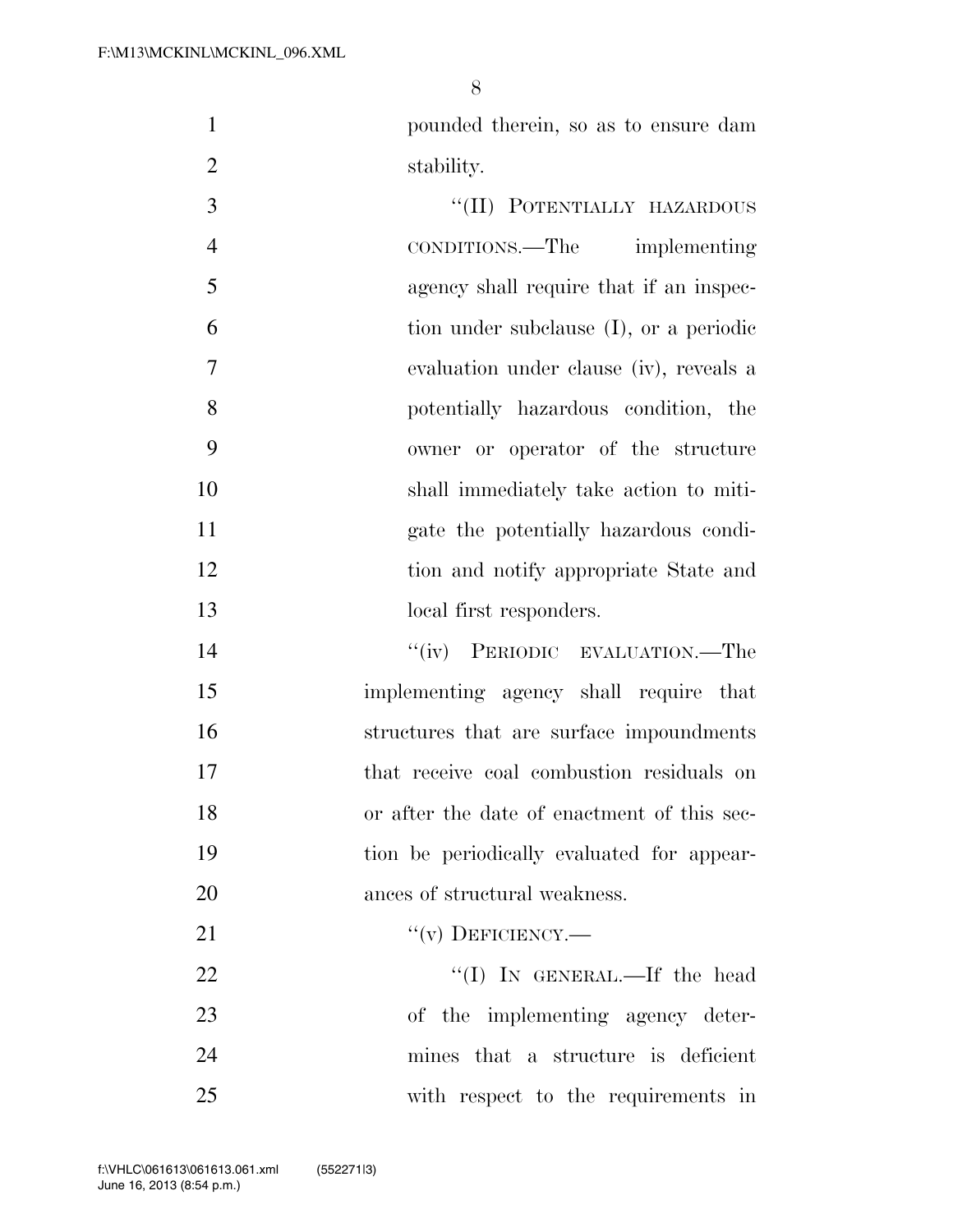pounded therein, so as to ensure dam stability.

"(II) POTENTIALLY HAZARDOUS CONDITIONS.—The implementing agency shall require that if an inspection under subclause (I), or a periodic evaluation under clause (iv), reveals a potentially hazardous condition, the owner or operator of the structure shall immediately take action to mitigate the potentially hazardous condition and notify appropriate State and local first responders.

"(iv) PERIODIC EVALUATION.—The implementing agency shall require that structures that are surface impoundments that receive coal combustion residuals on or after the date of enactment of this section be periodically evaluated for appearances of structural weakness.

"(v) DEFICIENCY.—

"(I) IN GENERAL.—If the head of the implementing agency determines that a structure is deficient with respect to the requirements in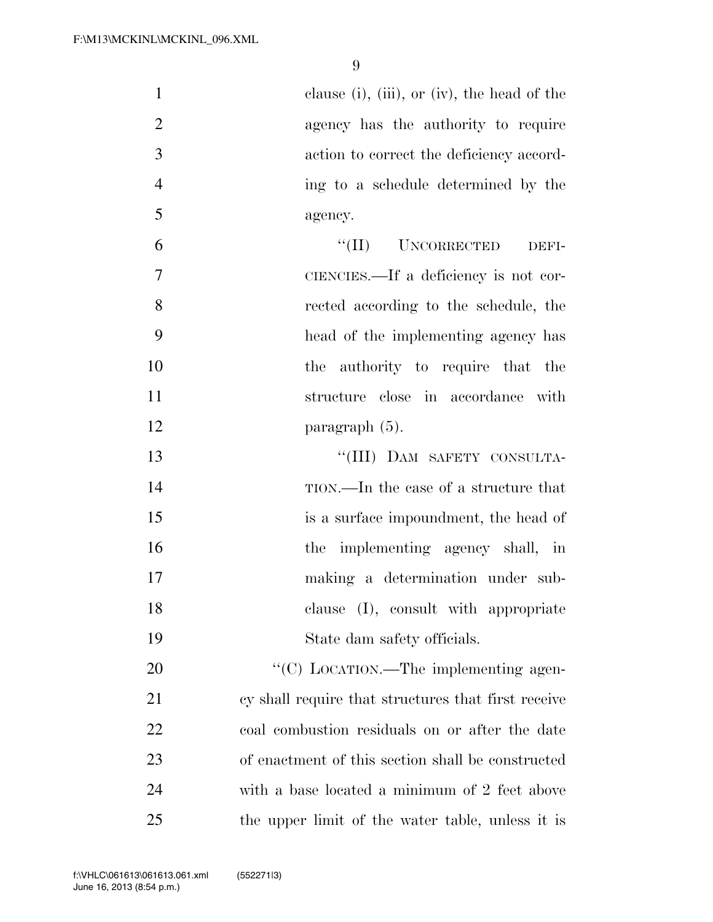clause (i), (iii), or (iv), the head of the agency has the authority to require action to correct the deficiency according to a schedule determined by the agency.

"(II) UNCORRECTED DEFICIENCIES.—If a deficiency is not corrected according to the schedule, the head of the implementing agency has the authority to require that the structure close in accordance with paragraph (5).

"(III) DAM SAFETY CONSULTATION.—In the case of a structure that is a surface impoundment, the head of the implementing agency shall, in making a determination under subclause (I), consult with appropriate State dam safety officials.

"(C) LOCATION.—The implementing agency shall require that structures that first receive coal combustion residuals on or after the date of enactment of this section shall be constructed with a base located a minimum of 2 feet above the upper limit of the water table, unless it is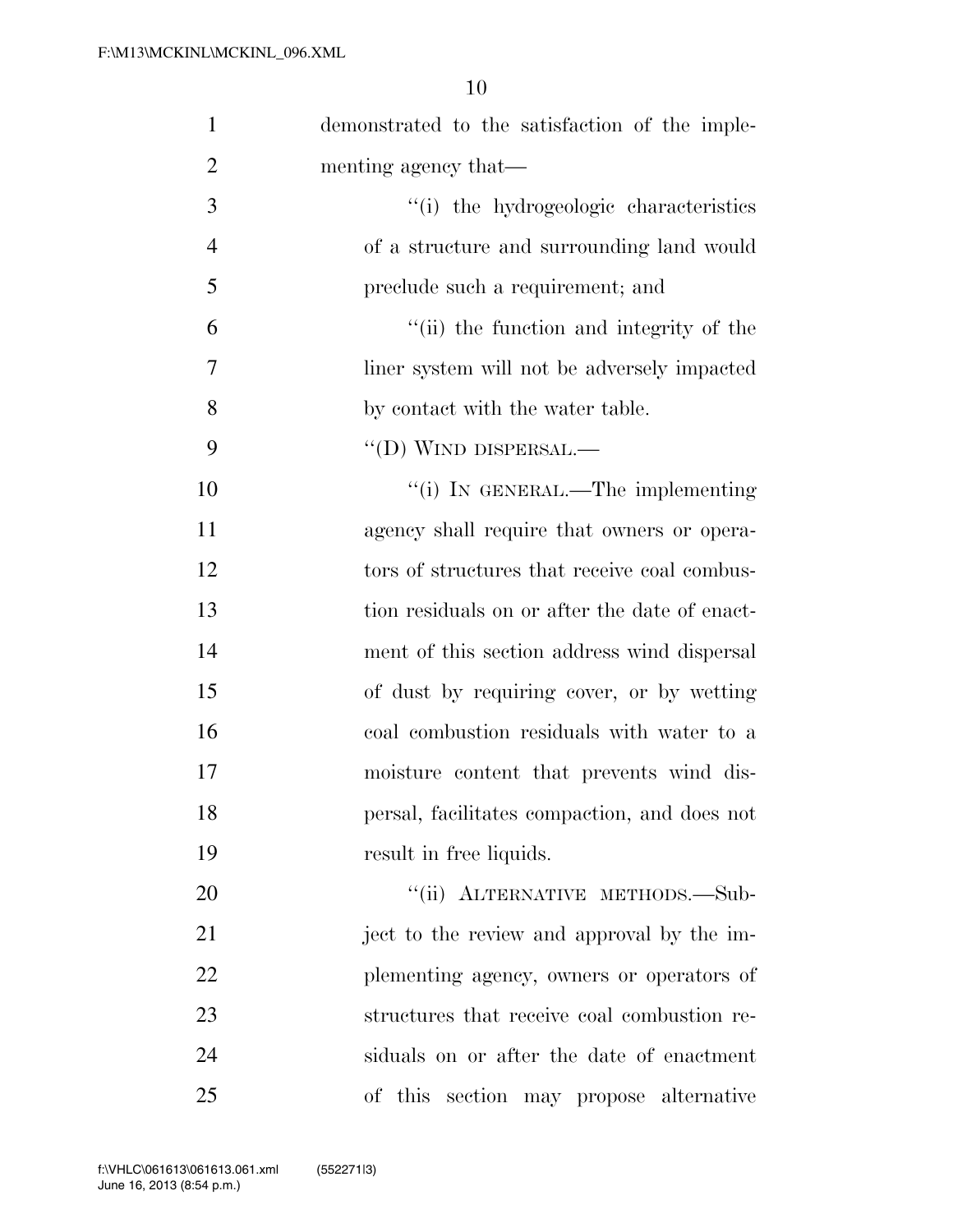demonstrated to the satisfaction of the implementing agency that—

"(i) the hydrogeologic characteristics of a structure and surrounding land would preclude such a requirement; and

"(ii) the function and integrity of the liner system will not be adversely impacted by contact with the water table.

"(D) WIND DISPERSAL.—

"(i) IN GENERAL.—The implementing agency shall require that owners or operators of structures that receive coal combustion residuals on or after the date of enactment of this section address wind dispersal of dust by requiring cover, or by wetting coal combustion residuals with water to a moisture content that prevents wind dispersal, facilitates compaction, and does not result in free liquids.

"(ii) ALTERNATIVE METHODS.—Subject to the review and approval by the implementing agency, owners or operators of structures that receive coal combustion residuals on or after the date of enactment of this section may propose alternative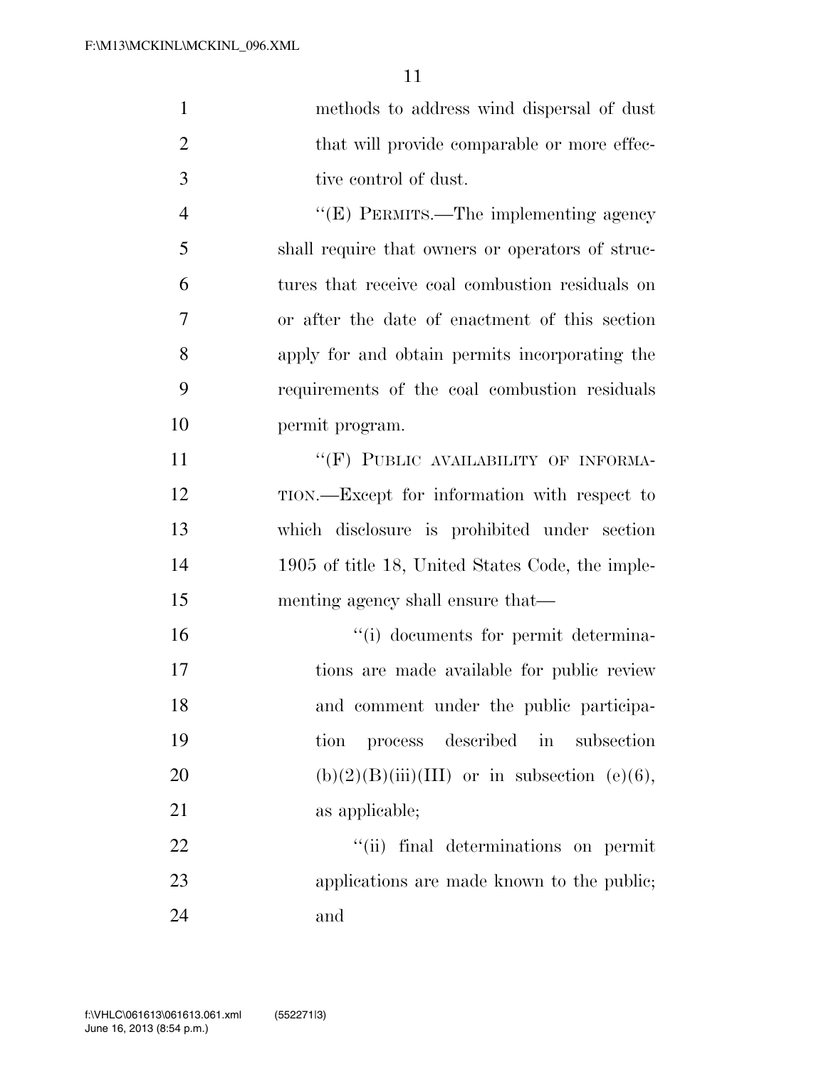methods to address wind dispersal of dust that will provide comparable or more effective control of dust.

''(E) PERMITS.—The implementing agency shall require that owners or operators of structures that receive coal combustion residuals on or after the date of enactment of this section apply for and obtain permits incorporating the requirements of the coal combustion residuals permit program.

''(F) PUBLIC AVAILABILITY OF INFORMATION.—Except for information with respect to which disclosure is prohibited under section 1905 of title 18, United States Code, the implementing agency shall ensure that—

''(i) documents for permit determinations are made available for public review and comment under the public participation process described in subsection (b)(2)(B)(iii)(III) or in subsection (e)(6), as applicable;

''(ii) final determinations on permit applications are made known to the public; and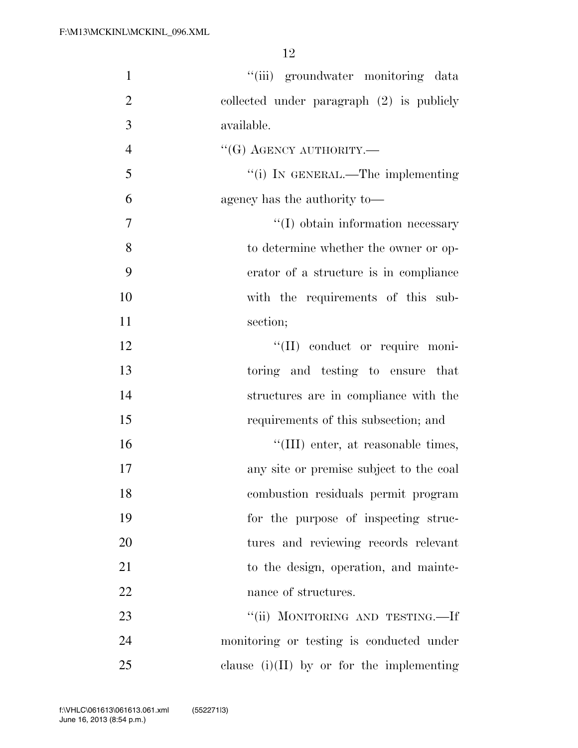''(iii) groundwater monitoring data collected under paragraph (2) is publicly available.

''(G) AGENCY AUTHORITY.—

''(i) IN GENERAL.—The implementing agency has the authority to—

''(I) obtain information necessary to determine whether the owner or operator of a structure is in compliance with the requirements of this subsection;

''(II) conduct or require monitoring and testing to ensure that structures are in compliance with the requirements of this subsection; and

''(III) enter, at reasonable times, any site or premise subject to the coal combustion residuals permit program for the purpose of inspecting structures and reviewing records relevant to the design, operation, and maintenance of structures.

''(ii) MONITORING AND TESTING.—If monitoring or testing is conducted under clause (i)(II) by or for the implementing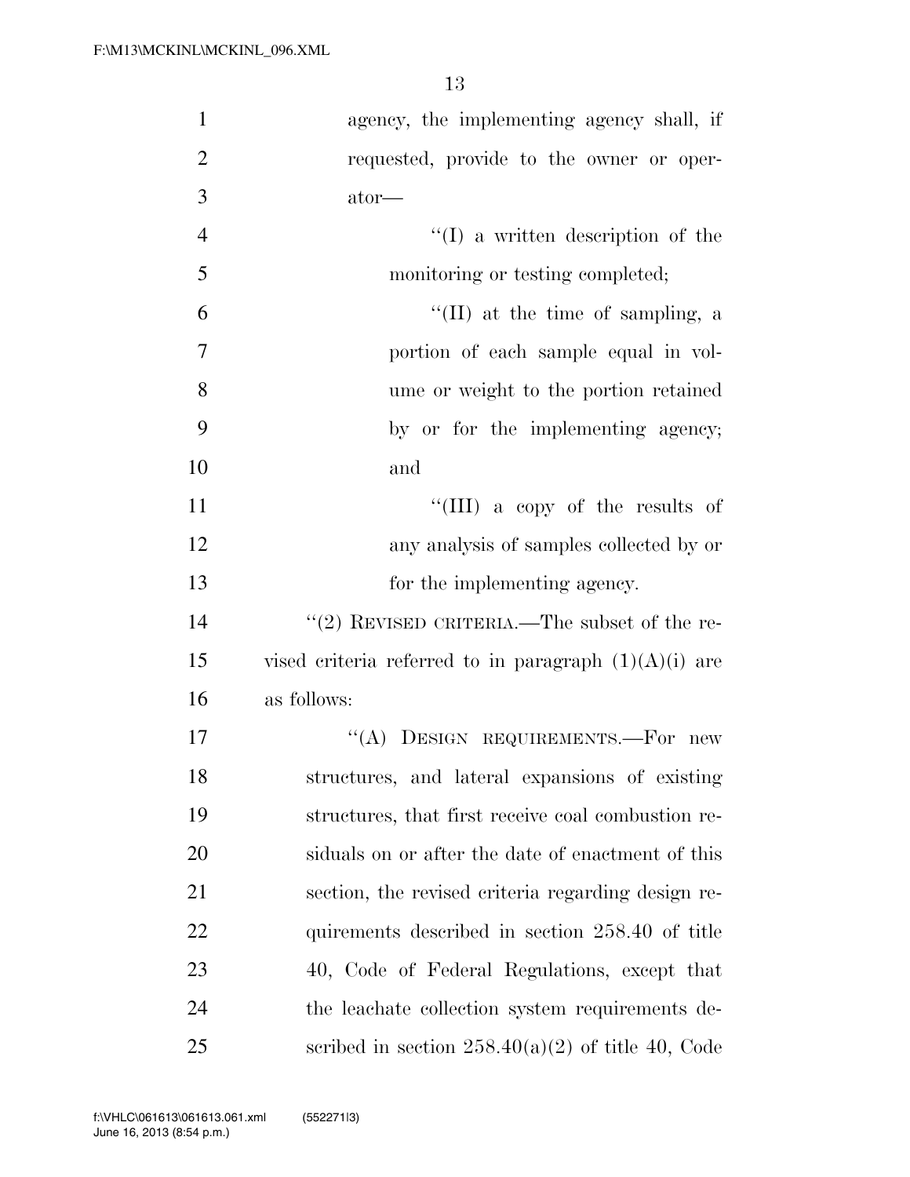agency, the implementing agency shall, if requested, provide to the owner or operator—

''(I) a written description of the monitoring or testing completed;

''(II) at the time of sampling, a portion of each sample equal in volume or weight to the portion retained by or for the implementing agency; and

''(III) a copy of the results of any analysis of samples collected by or for the implementing agency.

''(2) REVISED CRITERIA.—The subset of the revised criteria referred to in paragraph (1)(A)(i) are as follows:

''(A) DESIGN REQUIREMENTS.—For new structures, and lateral expansions of existing structures, that first receive coal combustion residuals on or after the date of enactment of this section, the revised criteria regarding design requirements described in section 258.40 of title 40, Code of Federal Regulations, except that the leachate collection system requirements described in section 258.40(a)(2) of title 40, Code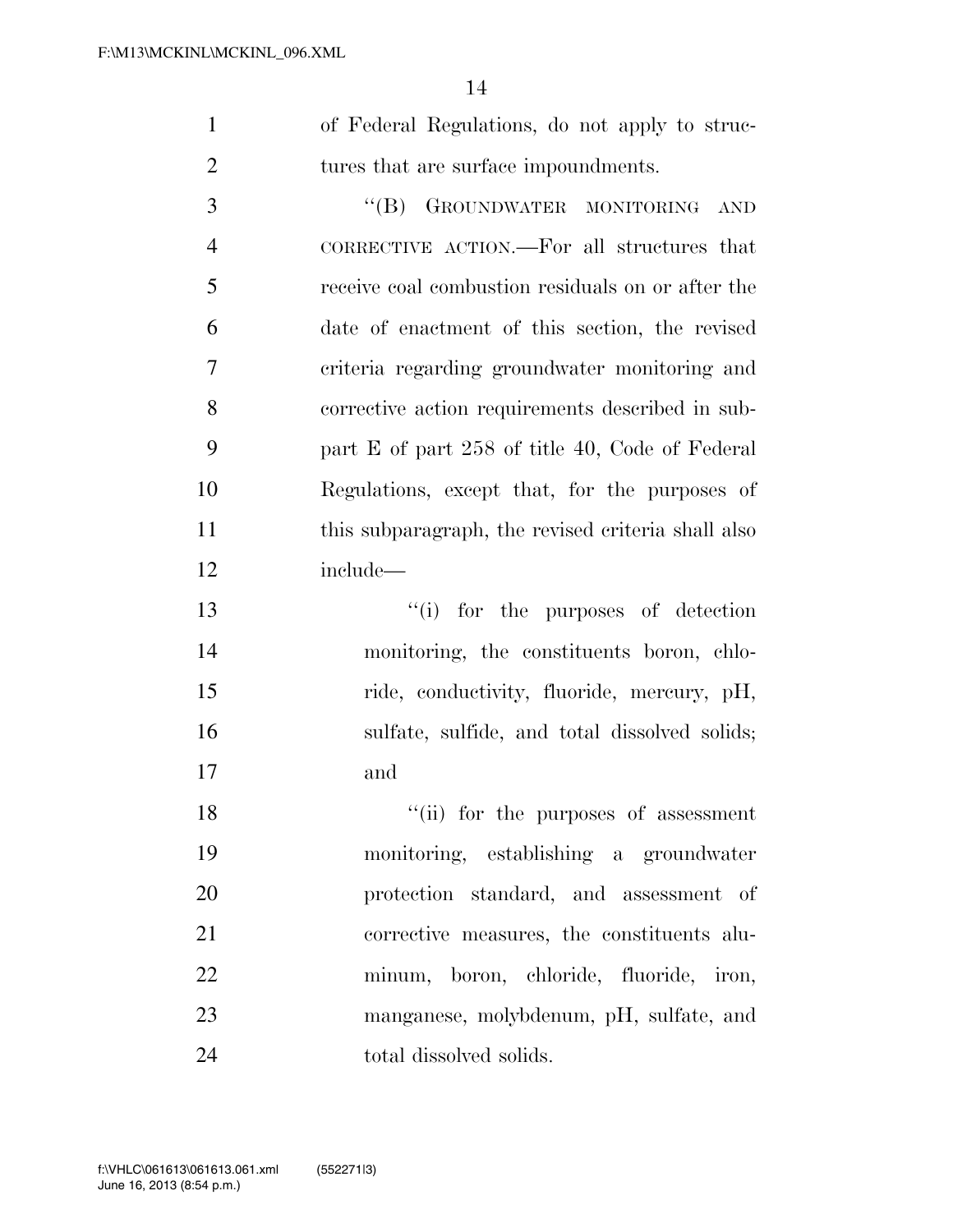of Federal Regulations, do not apply to structures that are surface impoundments.

''(B) GROUNDWATER MONITORING AND CORRECTIVE ACTION.—For all structures that receive coal combustion residuals on or after the date of enactment of this section, the revised criteria regarding groundwater monitoring and corrective action requirements described in subpart E of part 258 of title 40, Code of Federal Regulations, except that, for the purposes of this subparagraph, the revised criteria shall also include—

''(i) for the purposes of detection monitoring, the constituents boron, chloride, conductivity, fluoride, mercury, pH, sulfate, sulfide, and total dissolved solids; and

''(ii) for the purposes of assessment monitoring, establishing a groundwater protection standard, and assessment of corrective measures, the constituents aluminum, boron, chloride, fluoride, iron, manganese, molybdenum, pH, sulfate, and total dissolved solids.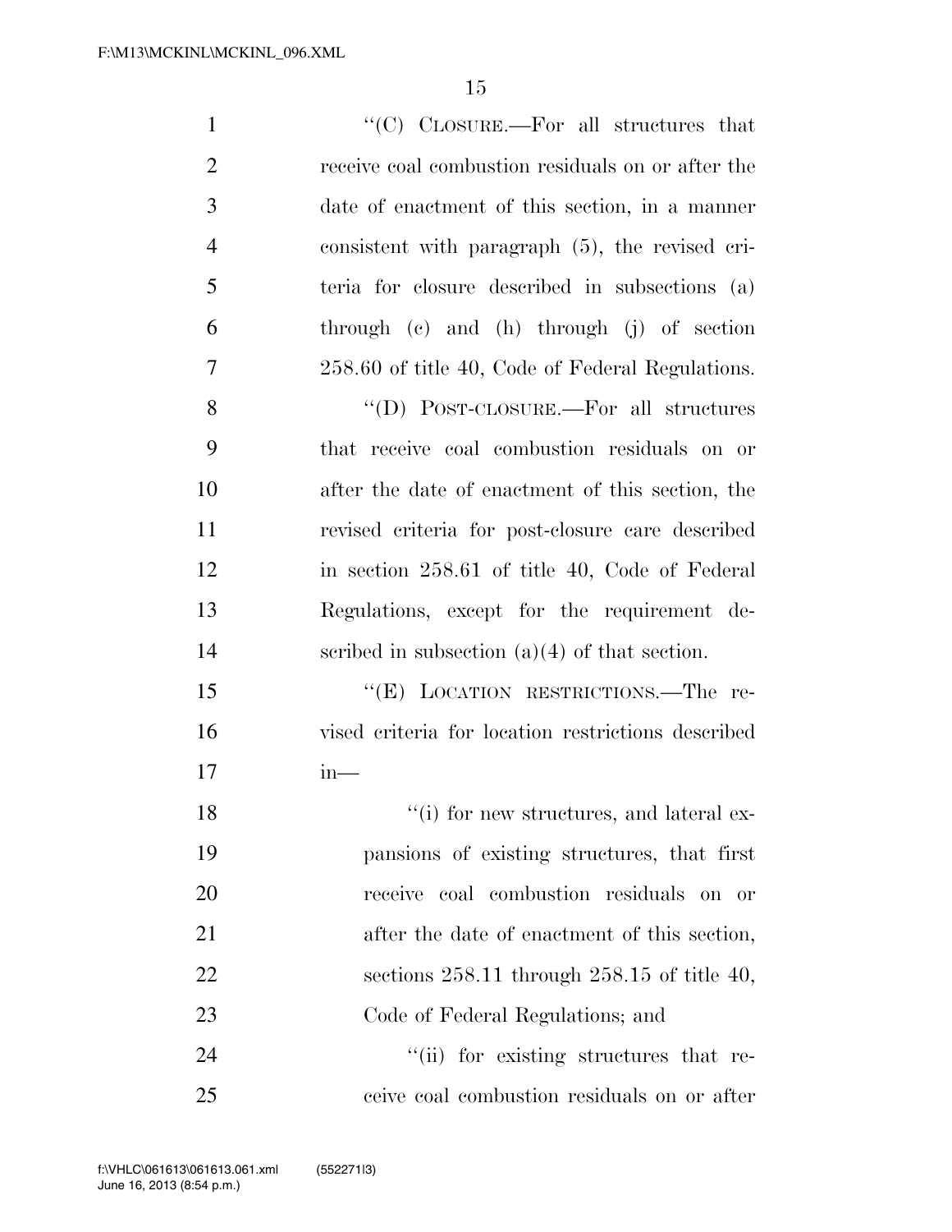"(C) CLOSURE.—For all structures that receive coal combustion residuals on or after the date of enactment of this section, in a manner consistent with paragraph (5), the revised criteria for closure described in subsections (a) through (c) and (h) through (j) of section 258.60 of title 40, Code of Federal Regulations.

"(D) POST-CLOSURE.—For all structures that receive coal combustion residuals on or after the date of enactment of this section, the revised criteria for post-closure care described in section 258.61 of title 40, Code of Federal Regulations, except for the requirement described in subsection (a)(4) of that section.

"(E) LOCATION RESTRICTIONS.—The revised criteria for location restrictions described in—

"(i) for new structures, and lateral expansions of existing structures, that first receive coal combustion residuals on or after the date of enactment of this section, sections 258.11 through 258.15 of title 40, Code of Federal Regulations; and

"(ii) for existing structures that receive coal combustion residuals on or after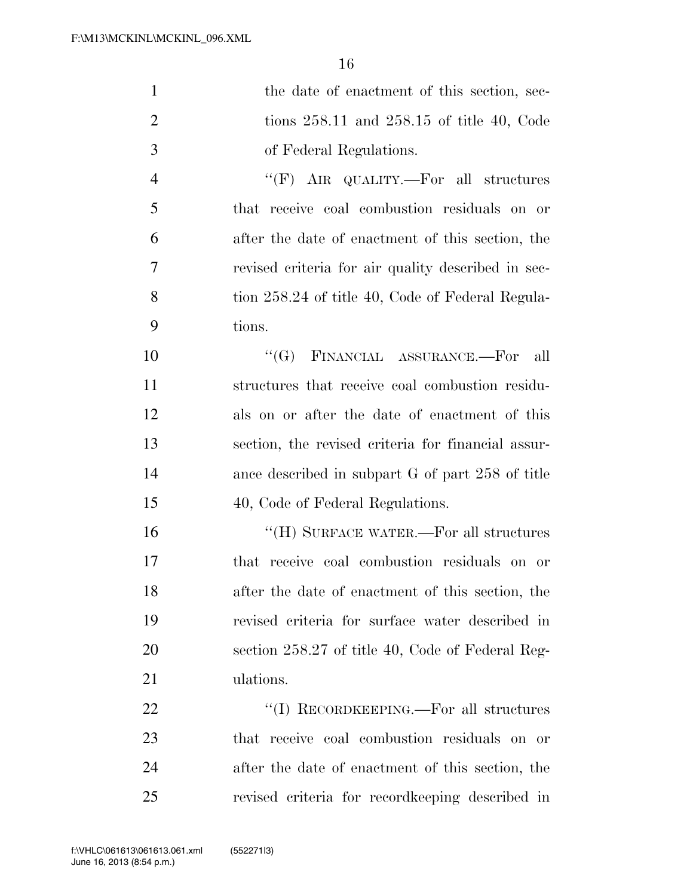the date of enactment of this section, sections 258.11 and 258.15 of title 40, Code of Federal Regulations.

"(F) AIR QUALITY.—For all structures that receive coal combustion residuals on or after the date of enactment of this section, the revised criteria for air quality described in section 258.24 of title 40, Code of Federal Regulations.

"(G) FINANCIAL ASSURANCE.—For all structures that receive coal combustion residuals on or after the date of enactment of this section, the revised criteria for financial assurance described in subpart G of part 258 of title 40, Code of Federal Regulations.

"(H) SURFACE WATER.—For all structures that receive coal combustion residuals on or after the date of enactment of this section, the revised criteria for surface water described in section 258.27 of title 40, Code of Federal Regulations.

"(I) RECORDKEEPING.—For all structures that receive coal combustion residuals on or after the date of enactment of this section, the revised criteria for recordkeeping described in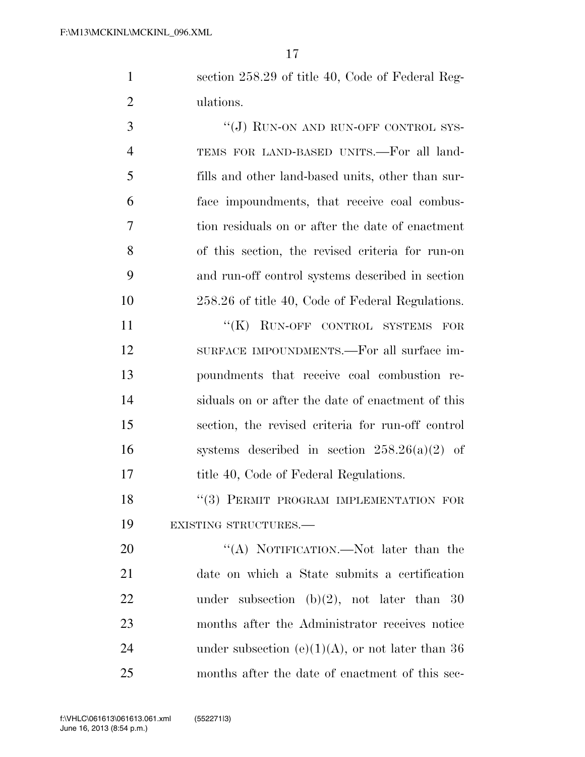section 258.29 of title 40, Code of Federal Regulations.

"(J) RUN-ON AND RUN-OFF CONTROL SYSTEMS FOR LAND-BASED UNITS.—For all landfills and other land-based units, other than surface impoundments, that receive coal combustion residuals on or after the date of enactment of this section, the revised criteria for run-on and run-off control systems described in section 258.26 of title 40, Code of Federal Regulations.

"(K) RUN-OFF CONTROL SYSTEMS FOR SURFACE IMPOUNDMENTS.—For all surface impoundments that receive coal combustion residuals on or after the date of enactment of this section, the revised criteria for run-off control systems described in section 258.26(a)(2) of title 40, Code of Federal Regulations.

"(3) PERMIT PROGRAM IMPLEMENTATION FOR EXISTING STRUCTURES.—

"(A) NOTIFICATION.—Not later than the date on which a State submits a certification under subsection (b)(2), not later than 30 months after the Administrator receives notice under subsection (e)(1)(A), or not later than 36 months after the date of enactment of this sec-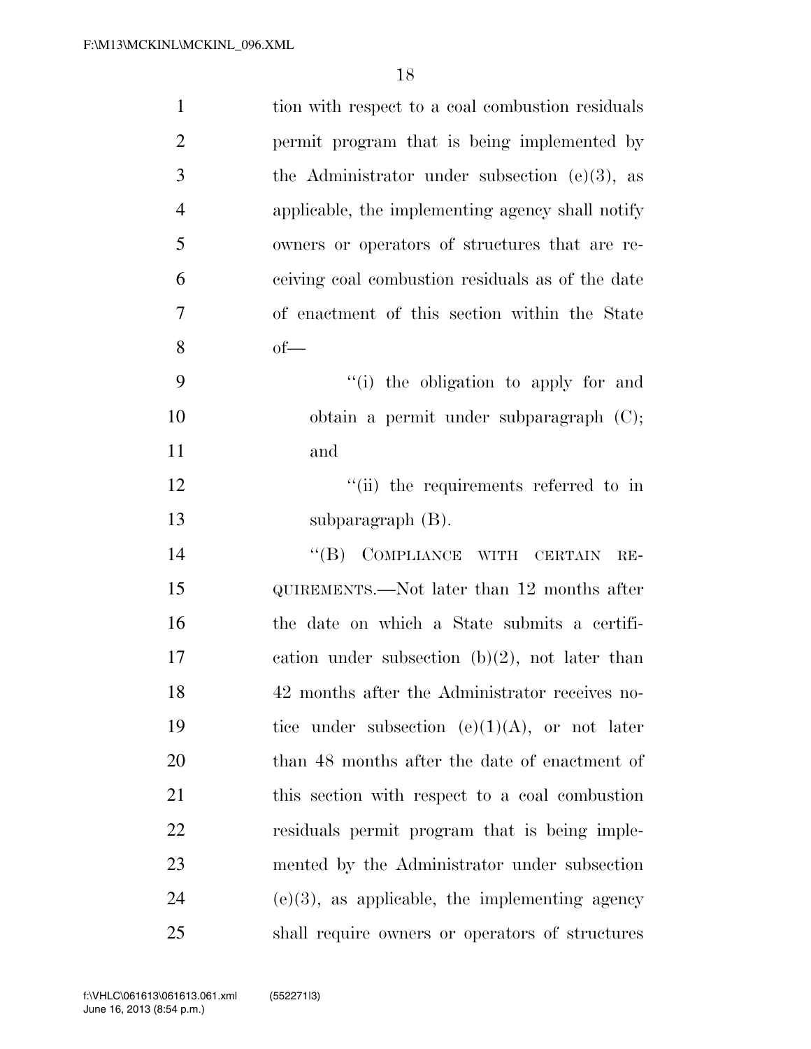tion with respect to a coal combustion residuals permit program that is being implemented by the Administrator under subsection (e)(3), as applicable, the implementing agency shall notify owners or operators of structures that are receiving coal combustion residuals as of the date of enactment of this section within the State of—

''(i) the obligation to apply for and obtain a permit under subparagraph (C); and

''(ii) the requirements referred to in subparagraph (B).

''(B) COMPLIANCE WITH CERTAIN REQUIREMENTS.—Not later than 12 months after the date on which a State submits a certification under subsection (b)(2), not later than 42 months after the Administrator receives notice under subsection (e)(1)(A), or not later than 48 months after the date of enactment of this section with respect to a coal combustion residuals permit program that is being implemented by the Administrator under subsection (e)(3), as applicable, the implementing agency shall require owners or operators of structures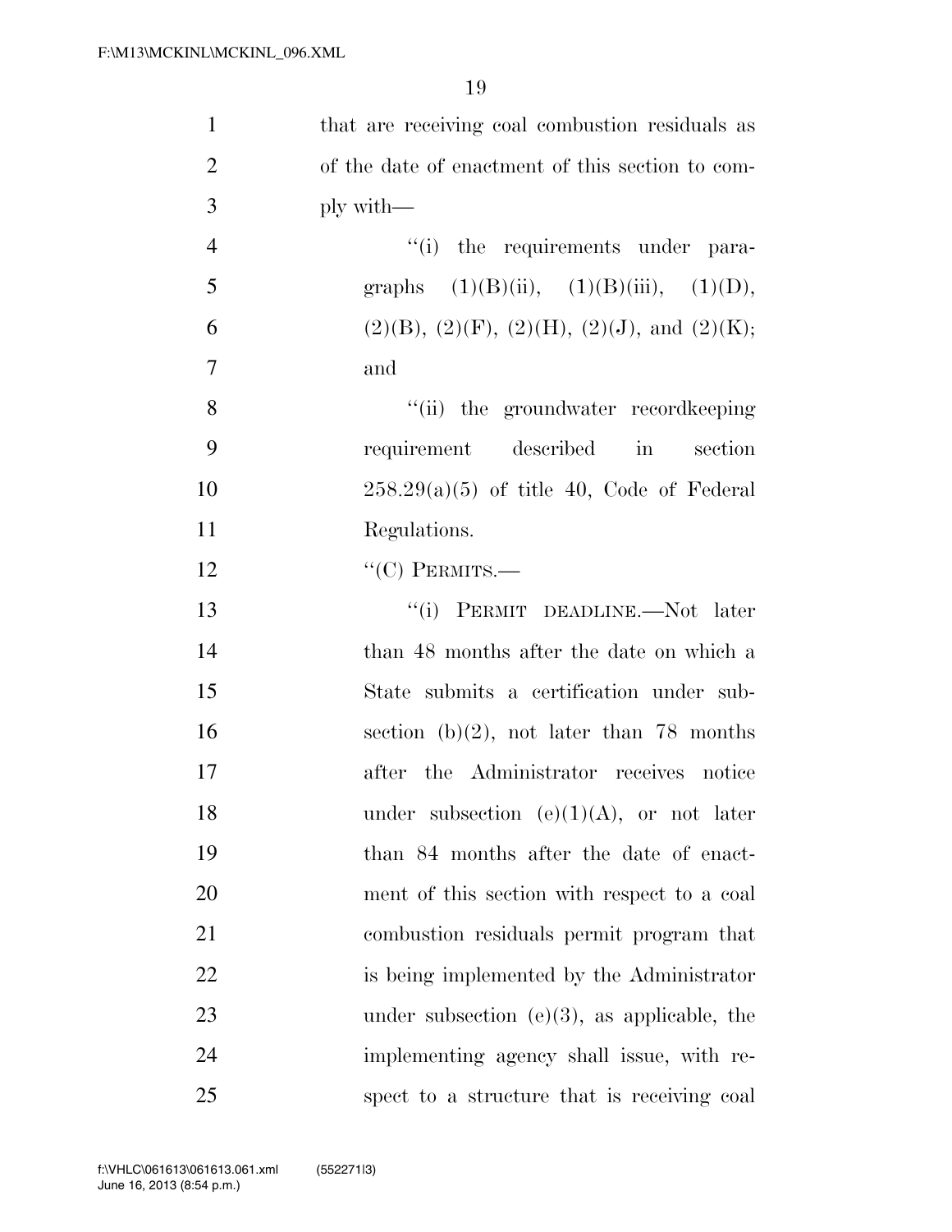that are receiving coal combustion residuals as of the date of enactment of this section to comply with—

"(i) the requirements under paragraphs (1)(B)(ii), (1)(B)(iii), (1)(D), (2)(B), (2)(F), (2)(H), (2)(J), and (2)(K); and

"(ii) the groundwater recordkeeping requirement described in section 258.29(a)(5) of title 40, Code of Federal Regulations.

"(C) PERMITS.—

"(i) PERMIT DEADLINE.—Not later than 48 months after the date on which a State submits a certification under subsection (b)(2), not later than 78 months after the Administrator receives notice under subsection (e)(1)(A), or not later than 84 months after the date of enactment of this section with respect to a coal combustion residuals permit program that is being implemented by the Administrator under subsection (e)(3), as applicable, the implementing agency shall issue, with respect to a structure that is receiving coal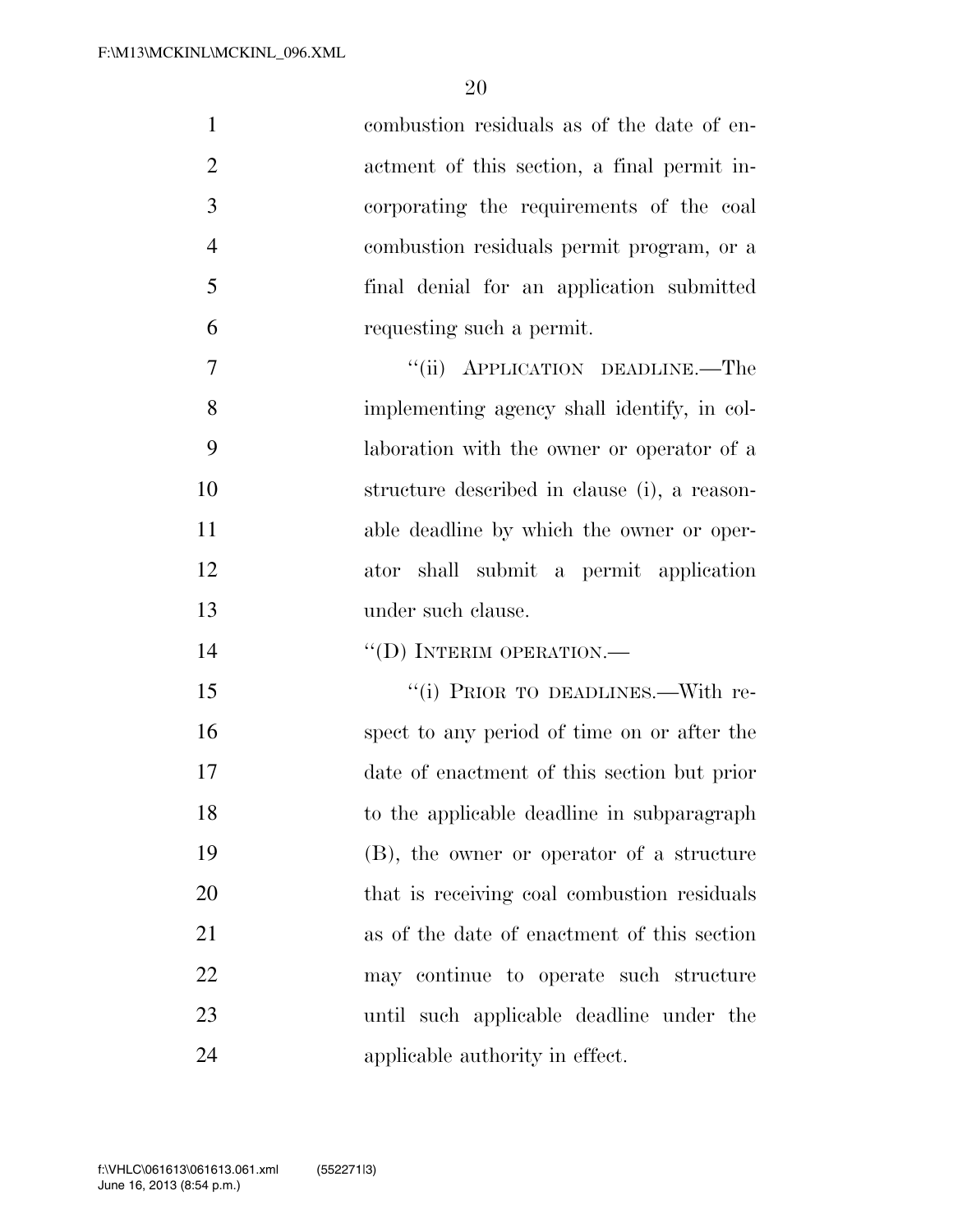combustion residuals as of the date of enactment of this section, a final permit incorporating the requirements of the coal combustion residuals permit program, or a final denial for an application submitted requesting such a permit.

"(ii) APPLICATION DEADLINE.—The implementing agency shall identify, in collaboration with the owner or operator of a structure described in clause (i), a reasonable deadline by which the owner or operator shall submit a permit application under such clause.

"(D) INTERIM OPERATION.—

"(i) PRIOR TO DEADLINES.—With respect to any period of time on or after the date of enactment of this section but prior to the applicable deadline in subparagraph (B), the owner or operator of a structure that is receiving coal combustion residuals as of the date of enactment of this section may continue to operate such structure until such applicable deadline under the applicable authority in effect.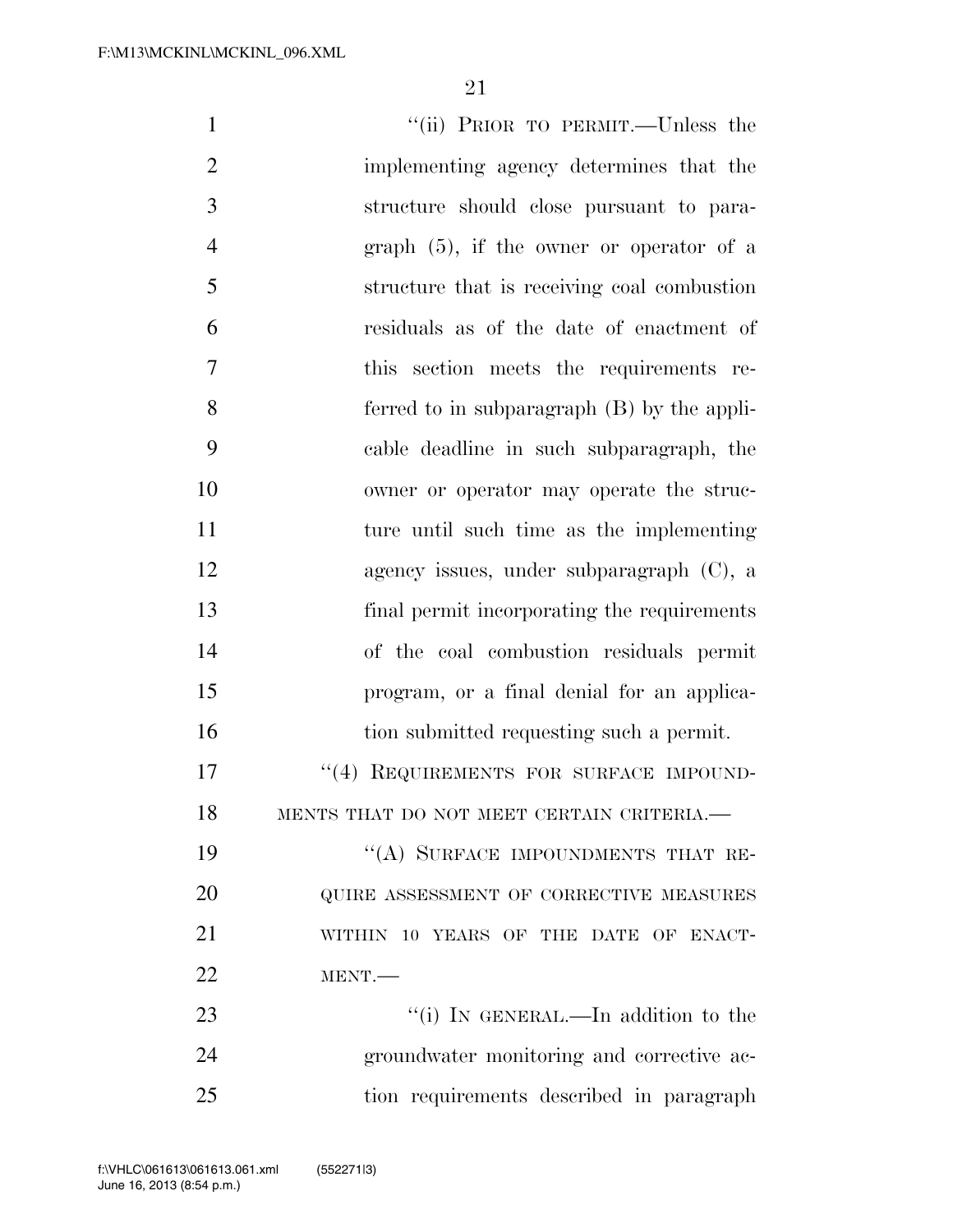"(ii) PRIOR TO PERMIT.—Unless the implementing agency determines that the structure should close pursuant to paragraph (5), if the owner or operator of a structure that is receiving coal combustion residuals as of the date of enactment of this section meets the requirements referred to in subparagraph (B) by the applicable deadline in such subparagraph, the owner or operator may operate the structure until such time as the implementing agency issues, under subparagraph (C), a final permit incorporating the requirements of the coal combustion residuals permit program, or a final denial for an application submitted requesting such a permit.

"(4) REQUIREMENTS FOR SURFACE IMPOUNDMENTS THAT DO NOT MEET CERTAIN CRITERIA.—

"(A) SURFACE IMPOUNDMENTS THAT REQUIRE ASSESSMENT OF CORRECTIVE MEASURES WITHIN 10 YEARS OF THE DATE OF ENACTMENT.—

"(i) IN GENERAL.—In addition to the groundwater monitoring and corrective action requirements described in paragraph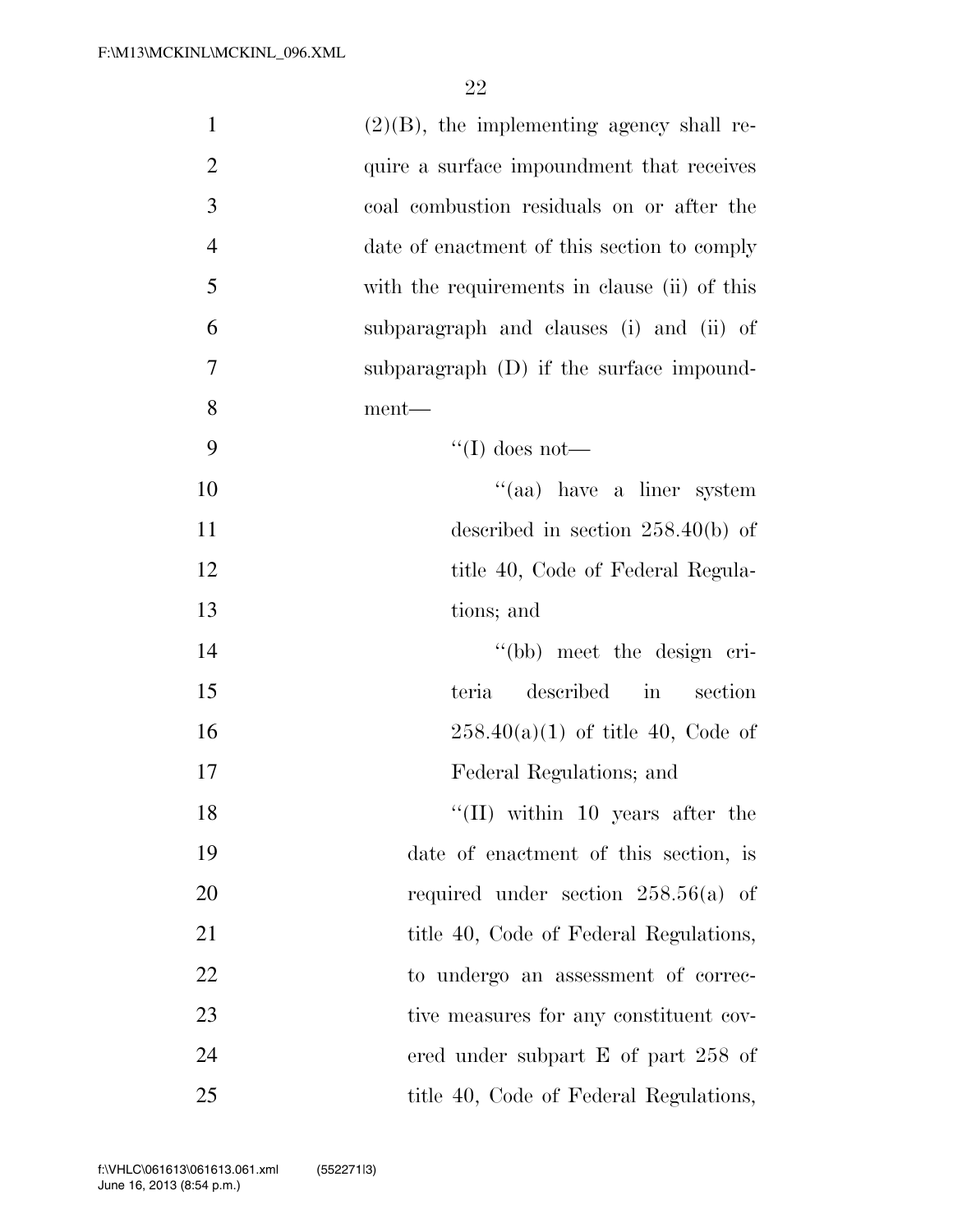(2)(B), the implementing agency shall require a surface impoundment that receives coal combustion residuals on or after the date of enactment of this section to comply with the requirements in clause (ii) of this subparagraph and clauses (i) and (ii) of subparagraph (D) if the surface impoundment—

''(I) does not—

''(aa) have a liner system described in section 258.40(b) of title 40, Code of Federal Regulations; and

''(bb) meet the design criteria described in section 258.40(a)(1) of title 40, Code of Federal Regulations; and

''(II) within 10 years after the date of enactment of this section, is required under section 258.56(a) of title 40, Code of Federal Regulations, to undergo an assessment of corrective measures for any constituent covered under subpart E of part 258 of title 40, Code of Federal Regulations,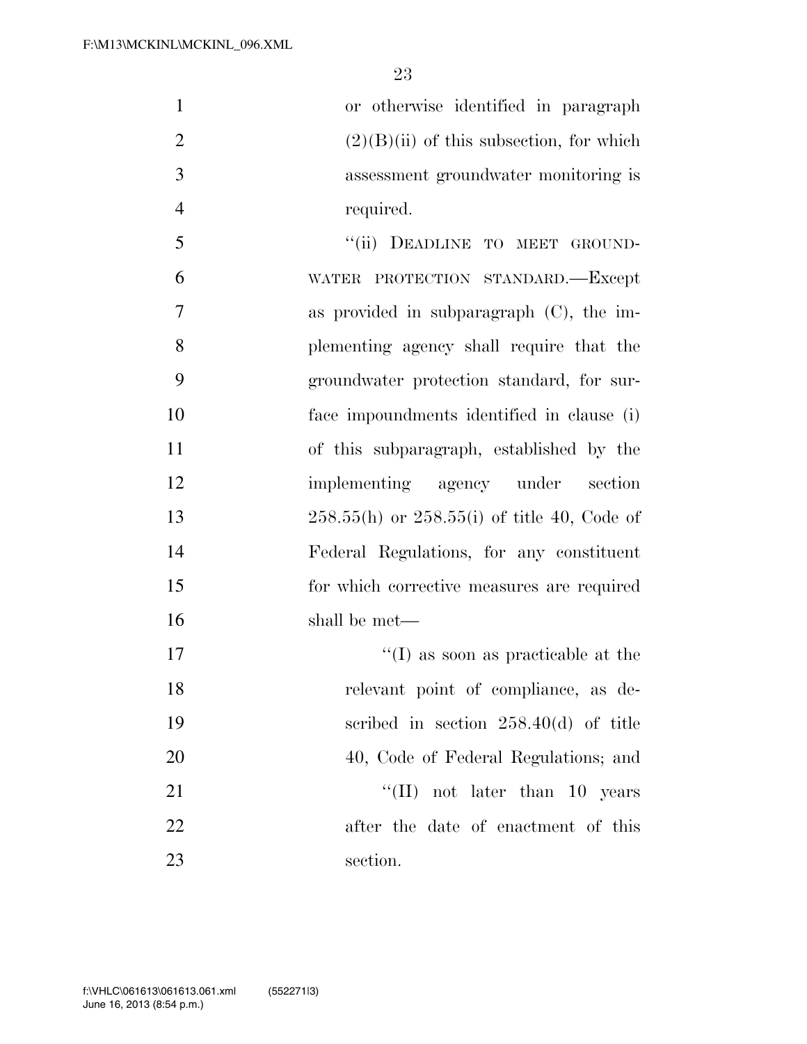or otherwise identified in paragraph (2)(B)(ii) of this subsection, for which assessment groundwater monitoring is required.

''(ii) DEADLINE TO MEET GROUNDWATER PROTECTION STANDARD.—Except as provided in subparagraph (C), the implementing agency shall require that the groundwater protection standard, for surface impoundments identified in clause (i) of this subparagraph, established by the implementing agency under section 258.55(h) or 258.55(i) of title 40, Code of Federal Regulations, for any constituent for which corrective measures are required shall be met—

''(I) as soon as practicable at the relevant point of compliance, as described in section 258.40(d) of title 40, Code of Federal Regulations; and

''(II) not later than 10 years after the date of enactment of this section.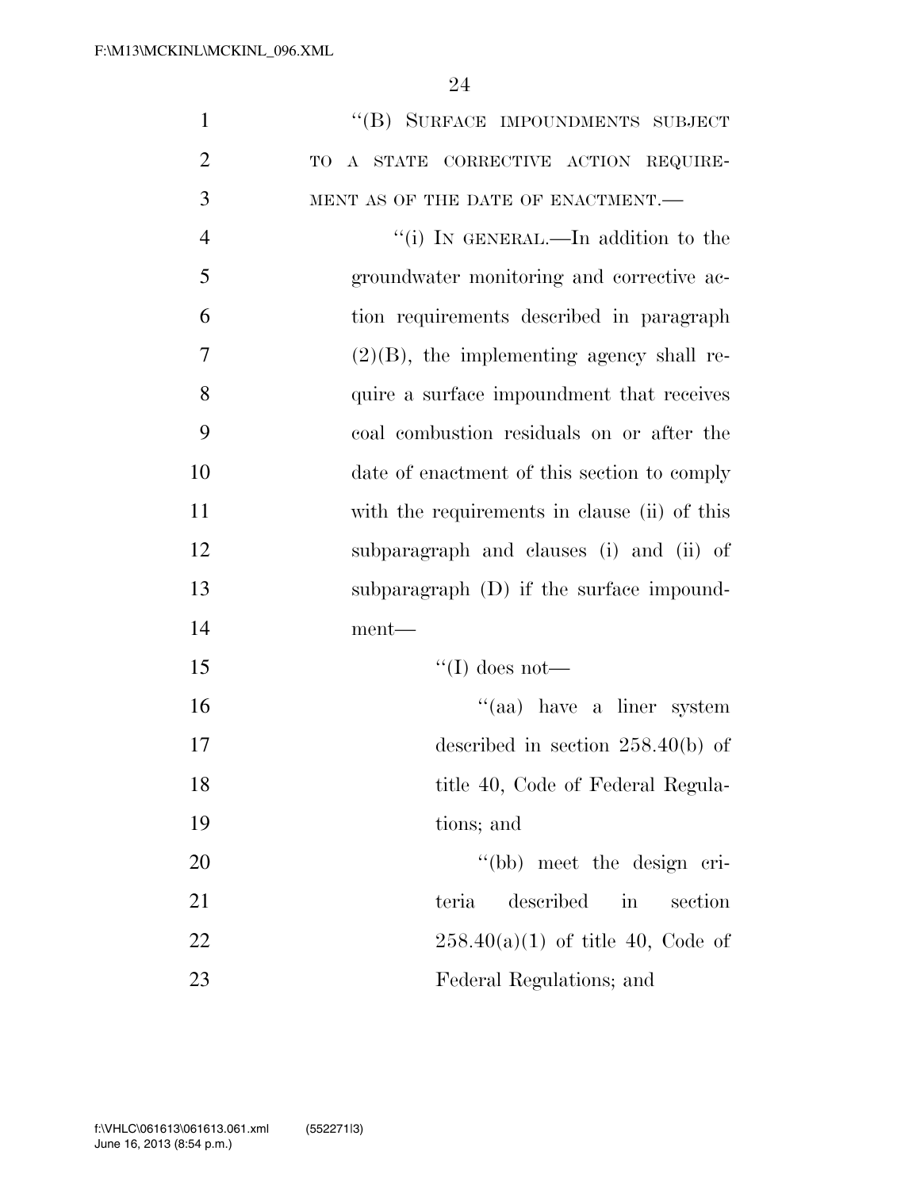"(B) SURFACE IMPOUNDMENTS SUBJECT TO A STATE CORRECTIVE ACTION REQUIREMENT AS OF THE DATE OF ENACTMENT.—

"(i) IN GENERAL.—In addition to the groundwater monitoring and corrective action requirements described in paragraph (2)(B), the implementing agency shall require a surface impoundment that receives coal combustion residuals on or after the date of enactment of this section to comply with the requirements in clause (ii) of this subparagraph and clauses (i) and (ii) of subparagraph (D) if the surface impoundment—

"(I) does not—

"(aa) have a liner system described in section 258.40(b) of title 40, Code of Federal Regulations; and

"(bb) meet the design criteria described in section 258.40(a)(1) of title 40, Code of Federal Regulations; and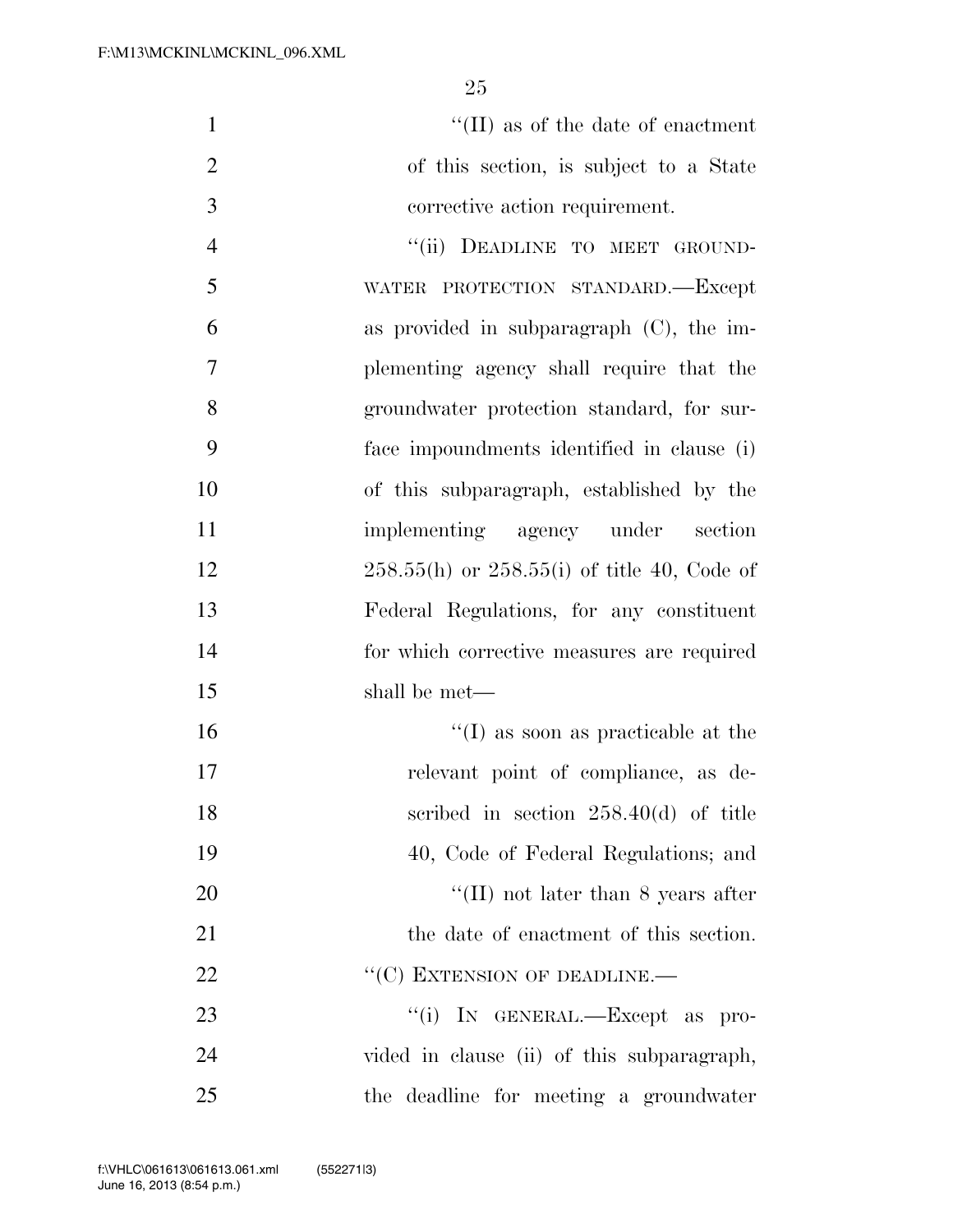''(II) as of the date of enactment of this section, is subject to a State corrective action requirement.

''(ii) DEADLINE TO MEET GROUNDWATER PROTECTION STANDARD.—Except as provided in subparagraph (C), the implementing agency shall require that the groundwater protection standard, for surface impoundments identified in clause (i) of this subparagraph, established by the implementing agency under section 258.55(h) or 258.55(i) of title 40, Code of Federal Regulations, for any constituent for which corrective measures are required shall be met—

''(I) as soon as practicable at the relevant point of compliance, as described in section 258.40(d) of title 40, Code of Federal Regulations; and

''(II) not later than 8 years after the date of enactment of this section.

''(C) EXTENSION OF DEADLINE.—

''(i) IN GENERAL.—Except as provided in clause (ii) of this subparagraph, the deadline for meeting a groundwater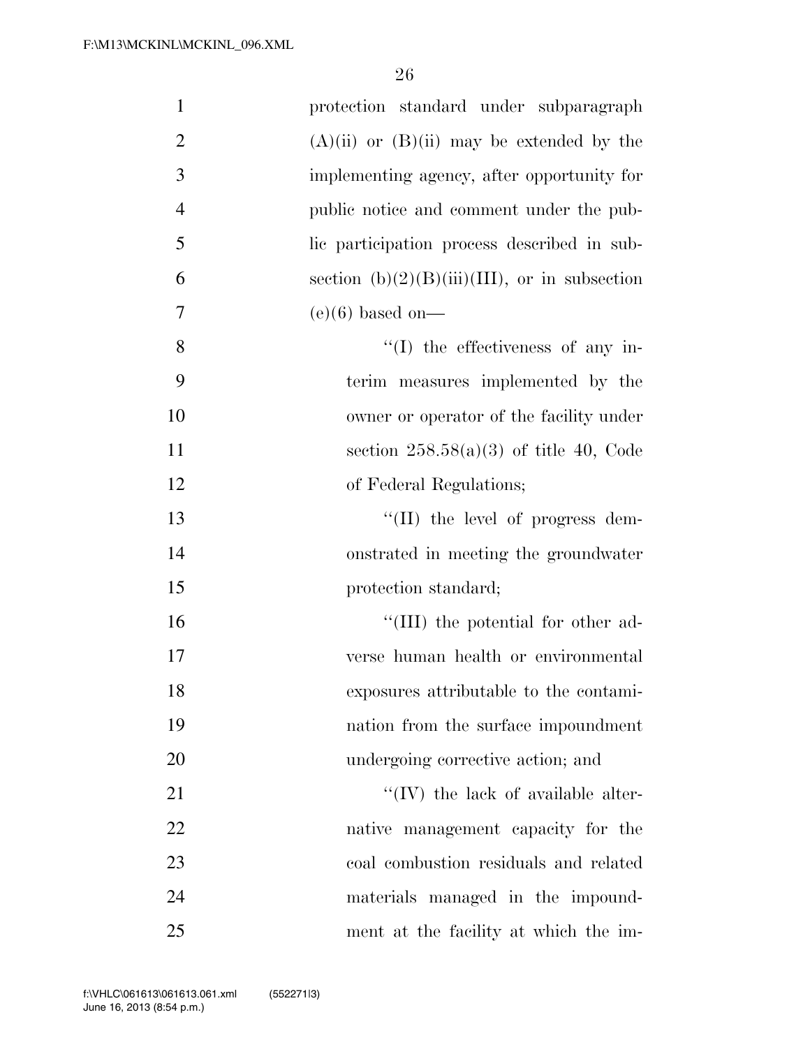protection standard under subparagraph (A)(ii) or (B)(ii) may be extended by the implementing agency, after opportunity for public notice and comment under the public participation process described in subsection (b)(2)(B)(iii)(III), or in subsection (e)(6) based on—

''(I) the effectiveness of any interim measures implemented by the owner or operator of the facility under section 258.58(a)(3) of title 40, Code of Federal Regulations;

''(II) the level of progress demonstrated in meeting the groundwater protection standard;

''(III) the potential for other adverse human health or environmental exposures attributable to the contamination from the surface impoundment undergoing corrective action; and

''(IV) the lack of available alternative management capacity for the coal combustion residuals and related materials managed in the impoundment at the facility at which the im-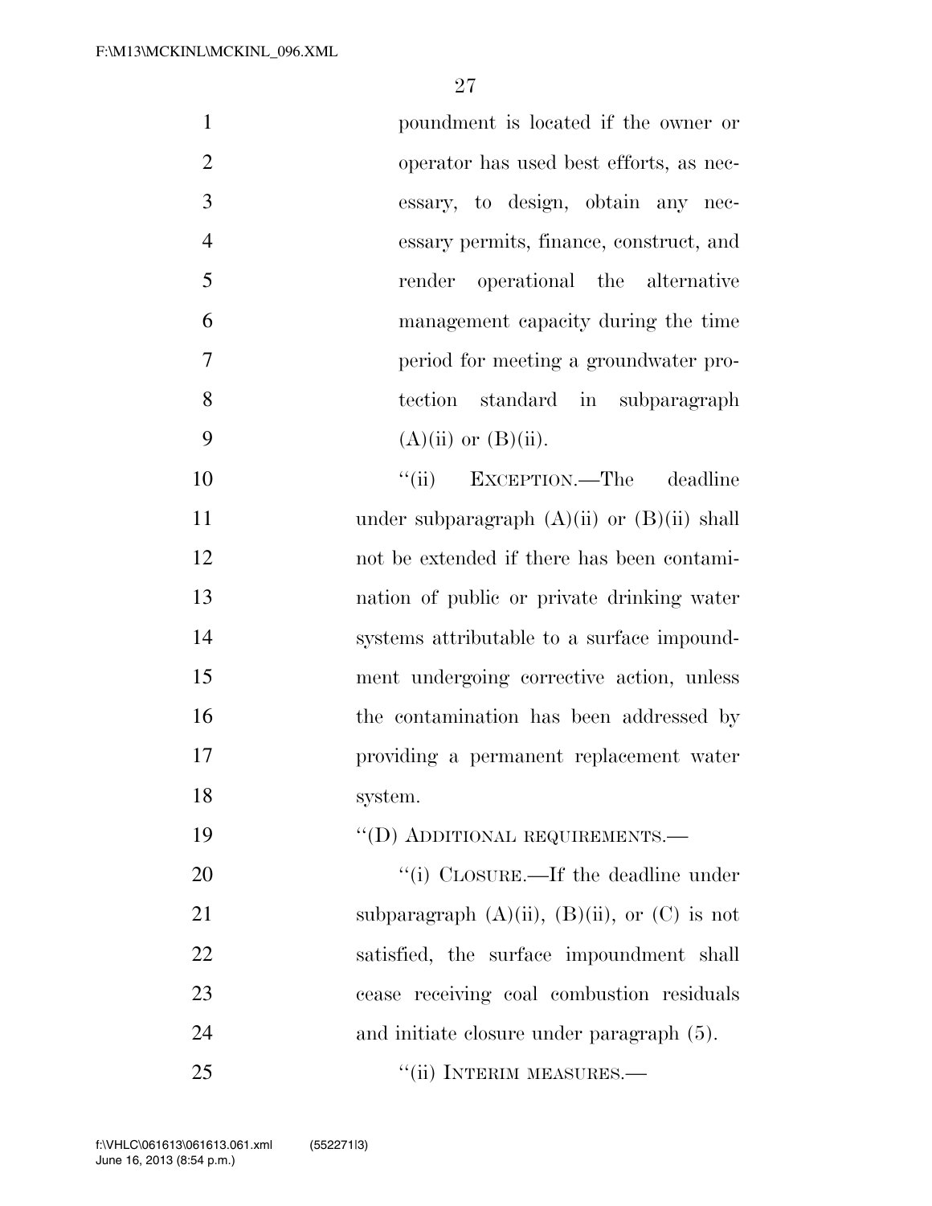poundment is located if the owner or operator has used best efforts, as necessary, to design, obtain any necessary permits, finance, construct, and render operational the alternative management capacity during the time period for meeting a groundwater protection standard in subparagraph (A)(ii) or (B)(ii).

"(ii) EXCEPTION.—The deadline under subparagraph (A)(ii) or (B)(ii) shall not be extended if there has been contamination of public or private drinking water systems attributable to a surface impoundment undergoing corrective action, unless the contamination has been addressed by providing a permanent replacement water system.

"(D) ADDITIONAL REQUIREMENTS.—

"(i) CLOSURE.—If the deadline under subparagraph (A)(ii), (B)(ii), or (C) is not satisfied, the surface impoundment shall cease receiving coal combustion residuals and initiate closure under paragraph (5).

"(ii) INTERIM MEASURES.—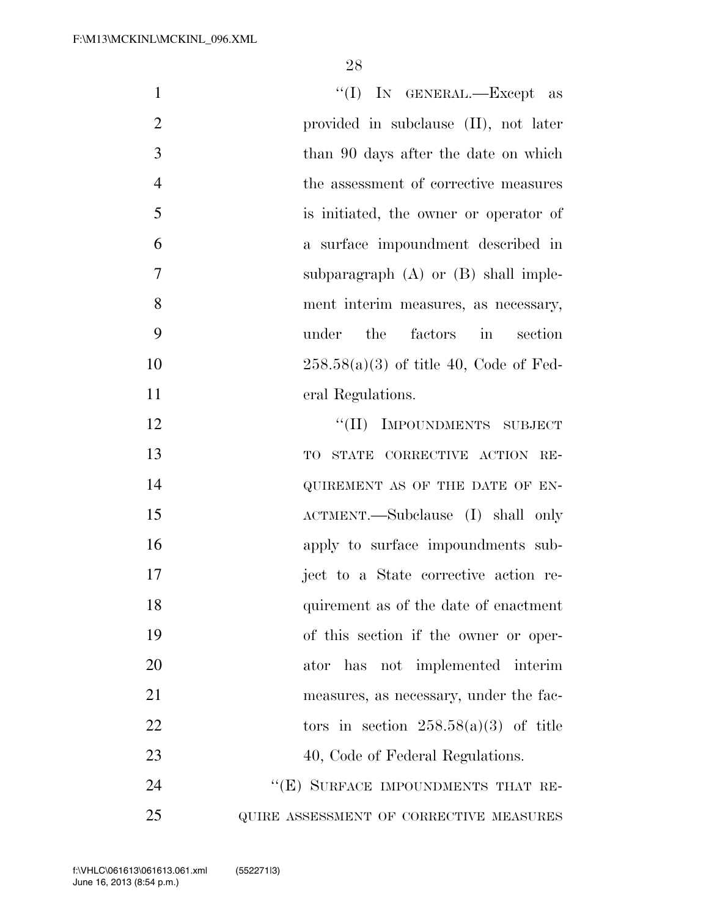"(I) IN GENERAL.—Except as provided in subclause (II), not later than 90 days after the date on which the assessment of corrective measures is initiated, the owner or operator of a surface impoundment described in subparagraph (A) or (B) shall implement interim measures, as necessary, under the factors in section 258.58(a)(3) of title 40, Code of Federal Regulations.

"(II) IMPOUNDMENTS SUBJECT TO STATE CORRECTIVE ACTION REQUIREMENT AS OF THE DATE OF ENACTMENT.—Subclause (I) shall only apply to surface impoundments subject to a State corrective action requirement as of the date of enactment of this section if the owner or operator has not implemented interim measures, as necessary, under the factors in section 258.58(a)(3) of title 40, Code of Federal Regulations.

"(E) SURFACE IMPOUNDMENTS THAT REQUIRE ASSESSMENT OF CORRECTIVE MEASURES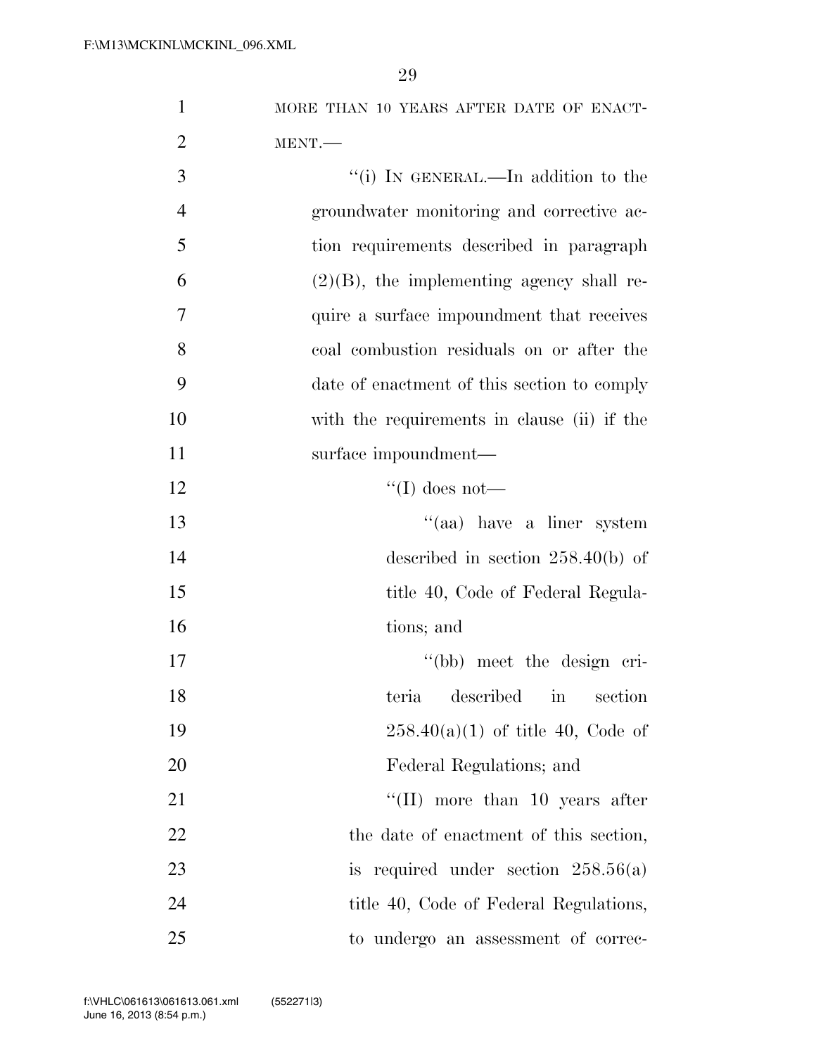MORE THAN 10 YEARS AFTER DATE OF ENACTMENT.—

"(i) IN GENERAL.—In addition to the groundwater monitoring and corrective action requirements described in paragraph (2)(B), the implementing agency shall require a surface impoundment that receives coal combustion residuals on or after the date of enactment of this section to comply with the requirements in clause (ii) if the surface impoundment—

"(I) does not—

"(aa) have a liner system described in section 258.40(b) of title 40, Code of Federal Regulations; and

"(bb) meet the design criteria described in section 258.40(a)(1) of title 40, Code of Federal Regulations; and

"(II) more than 10 years after the date of enactment of this section, is required under section 258.56(a) title 40, Code of Federal Regulations, to undergo an assessment of correc-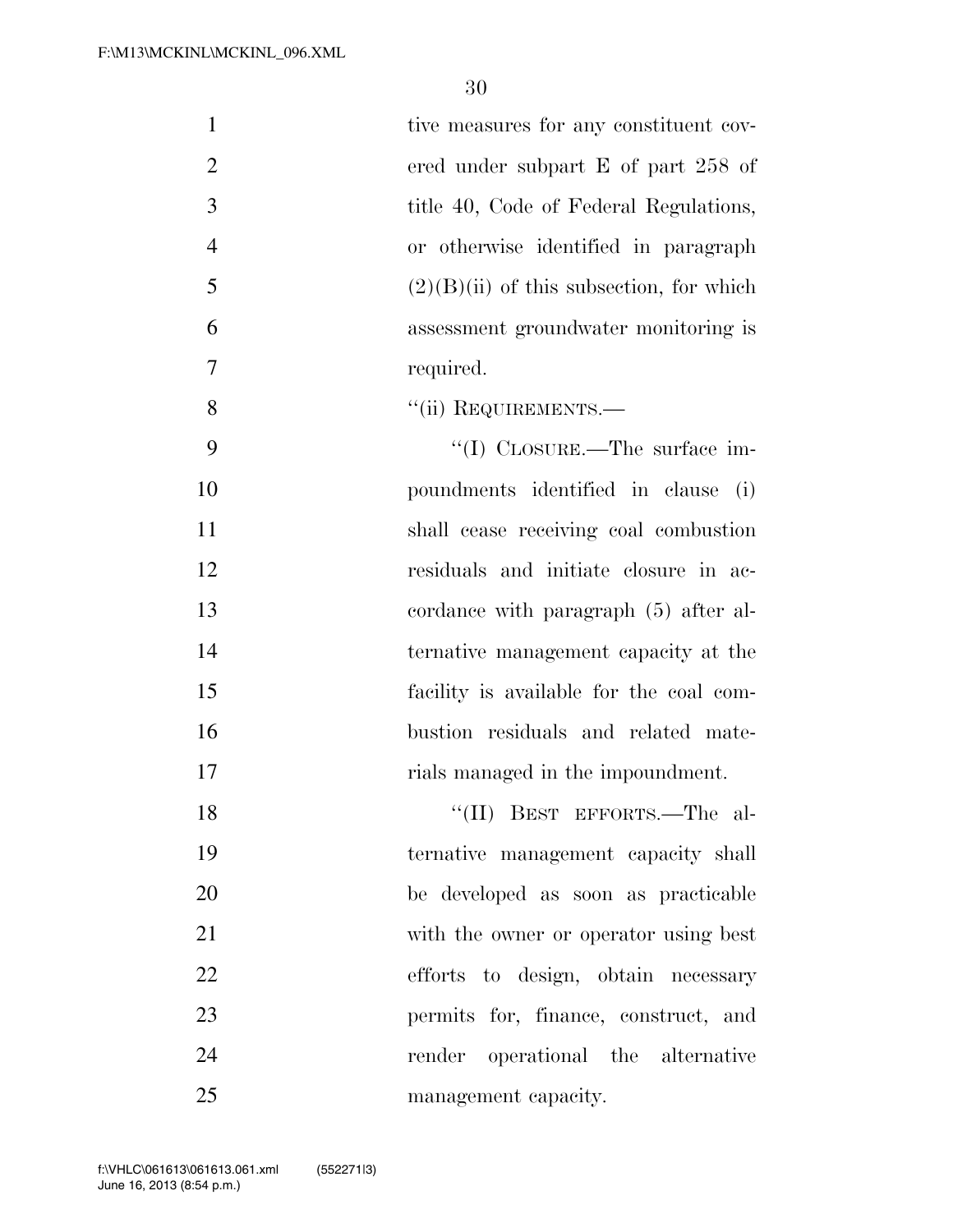tive measures for any constituent covered under subpart E of part 258 of title 40, Code of Federal Regulations, or otherwise identified in paragraph (2)(B)(ii) of this subsection, for which assessment groundwater monitoring is required.

''(ii) REQUIREMENTS.—

''(I) CLOSURE.—The surface impoundments identified in clause (i) shall cease receiving coal combustion residuals and initiate closure in accordance with paragraph (5) after alternative management capacity at the facility is available for the coal combustion residuals and related materials managed in the impoundment.

''(II) BEST EFFORTS.—The alternative management capacity shall be developed as soon as practicable with the owner or operator using best efforts to design, obtain necessary permits for, finance, construct, and render operational the alternative management capacity.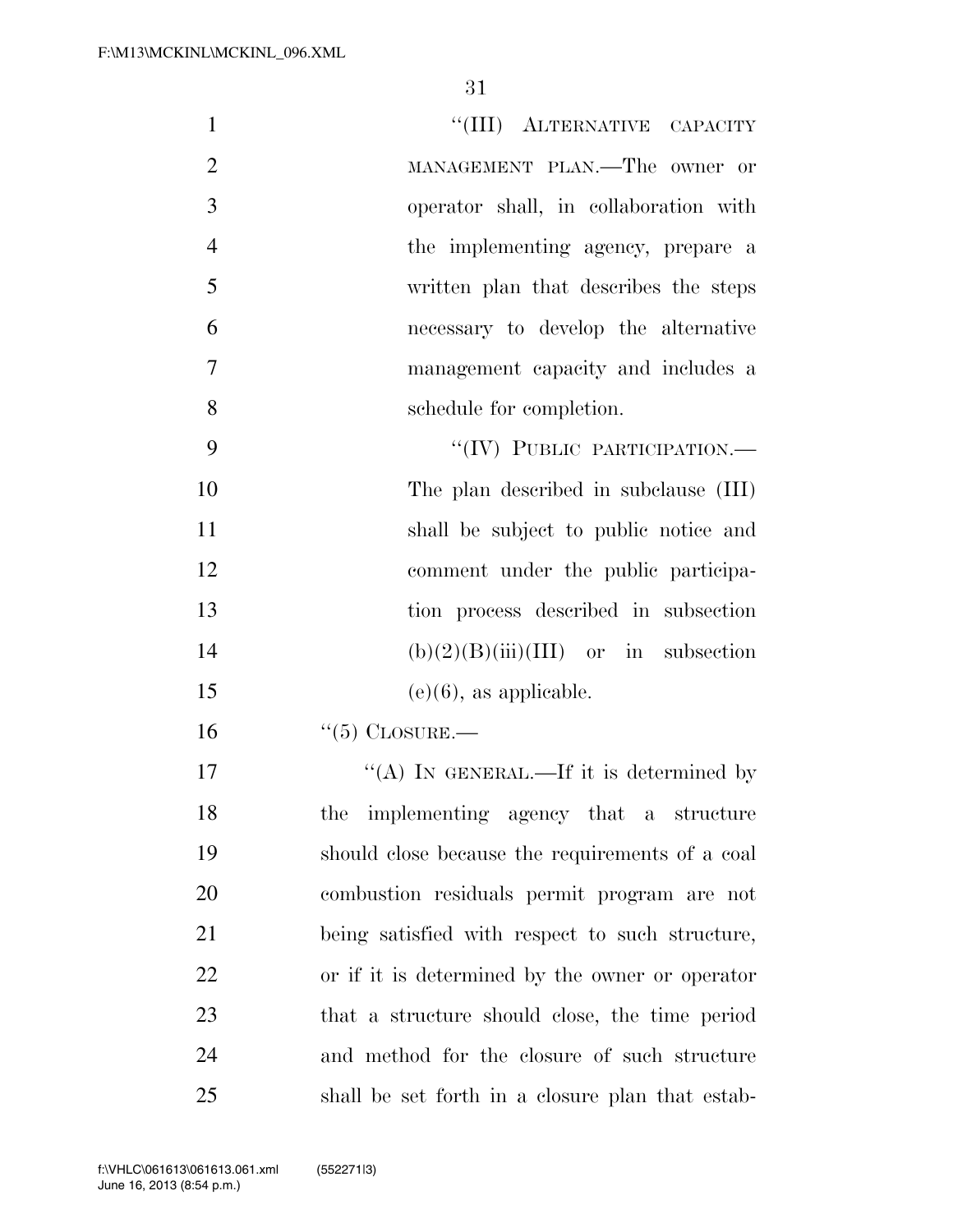"(III) ALTERNATIVE CAPACITY MANAGEMENT PLAN.—The owner or operator shall, in collaboration with the implementing agency, prepare a written plan that describes the steps necessary to develop the alternative management capacity and includes a schedule for completion.

"(IV) PUBLIC PARTICIPATION.—The plan described in subclause (III) shall be subject to public notice and comment under the public participation process described in subsection (b)(2)(B)(iii)(III) or in subsection (e)(6), as applicable.

"(5) CLOSURE.—

"(A) IN GENERAL.—If it is determined by the implementing agency that a structure should close because the requirements of a coal combustion residuals permit program are not being satisfied with respect to such structure, or if it is determined by the owner or operator that a structure should close, the time period and method for the closure of such structure shall be set forth in a closure plan that estab-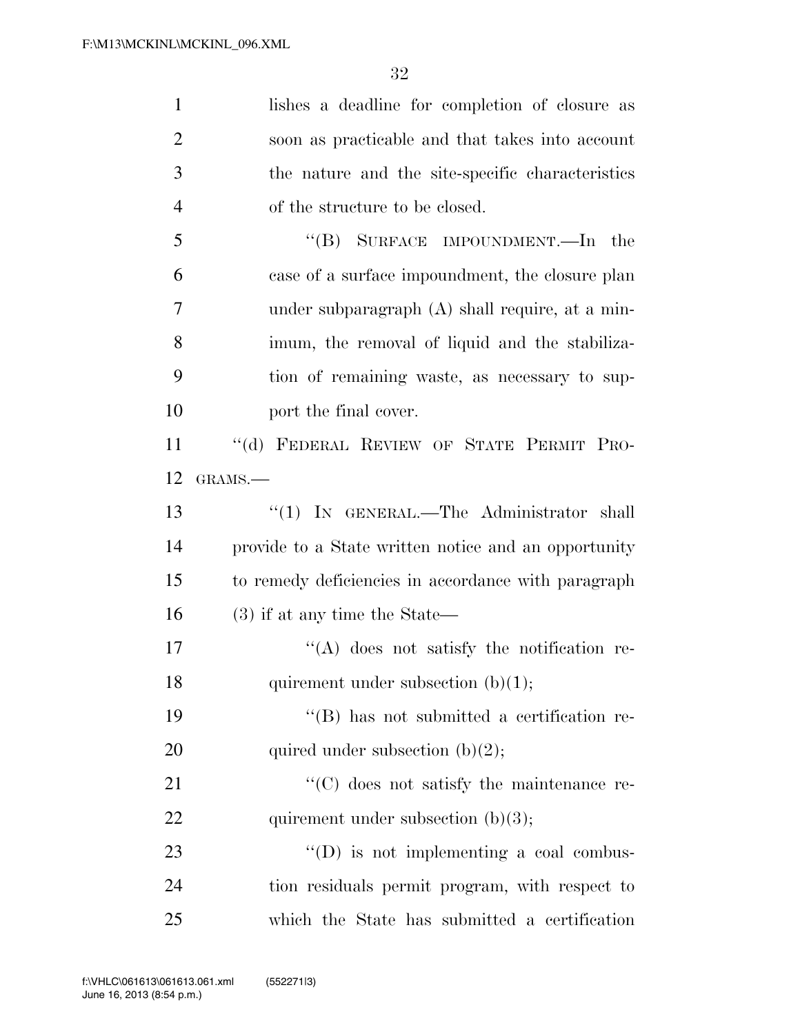lishes a deadline for completion of closure as soon as practicable and that takes into account the nature and the site-specific characteristics of the structure to be closed.

"(B) SURFACE IMPOUNDMENT.—In the case of a surface impoundment, the closure plan under subparagraph (A) shall require, at a minimum, the removal of liquid and the stabilization of remaining waste, as necessary to support the final cover.

"(d) FEDERAL REVIEW OF STATE PERMIT PROGRAMS.—

"(1) IN GENERAL.—The Administrator shall provide to a State written notice and an opportunity to remedy deficiencies in accordance with paragraph (3) if at any time the State—

"(A) does not satisfy the notification requirement under subsection (b)(1);

"(B) has not submitted a certification required under subsection (b)(2);

"(C) does not satisfy the maintenance requirement under subsection (b)(3);

"(D) is not implementing a coal combustion residuals permit program, with respect to which the State has submitted a certification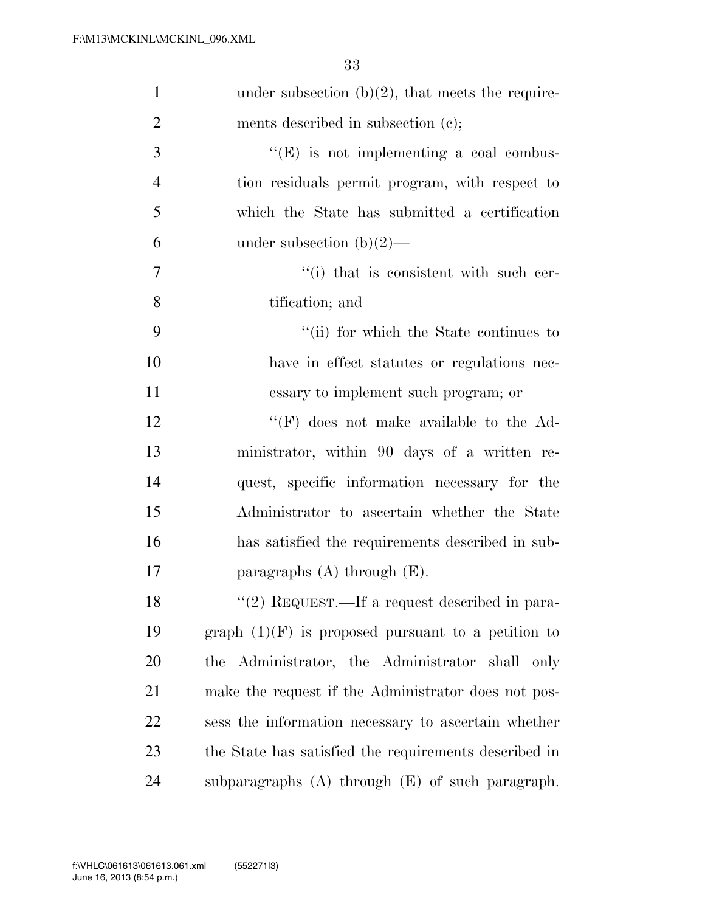under subsection (b)(2), that meets the requirements described in subsection (c);

"(E) is not implementing a coal combustion residuals permit program, with respect to which the State has submitted a certification under subsection (b)(2)—

"(i) that is consistent with such certification; and

"(ii) for which the State continues to have in effect statutes or regulations necessary to implement such program; or

"(F) does not make available to the Administrator, within 90 days of a written request, specific information necessary for the Administrator to ascertain whether the State has satisfied the requirements described in subparagraphs (A) through (E).

"(2) REQUEST.—If a request described in paragraph (1)(F) is proposed pursuant to a petition to the Administrator, the Administrator shall only make the request if the Administrator does not possess the information necessary to ascertain whether the State has satisfied the requirements described in subparagraphs (A) through (E) of such paragraph.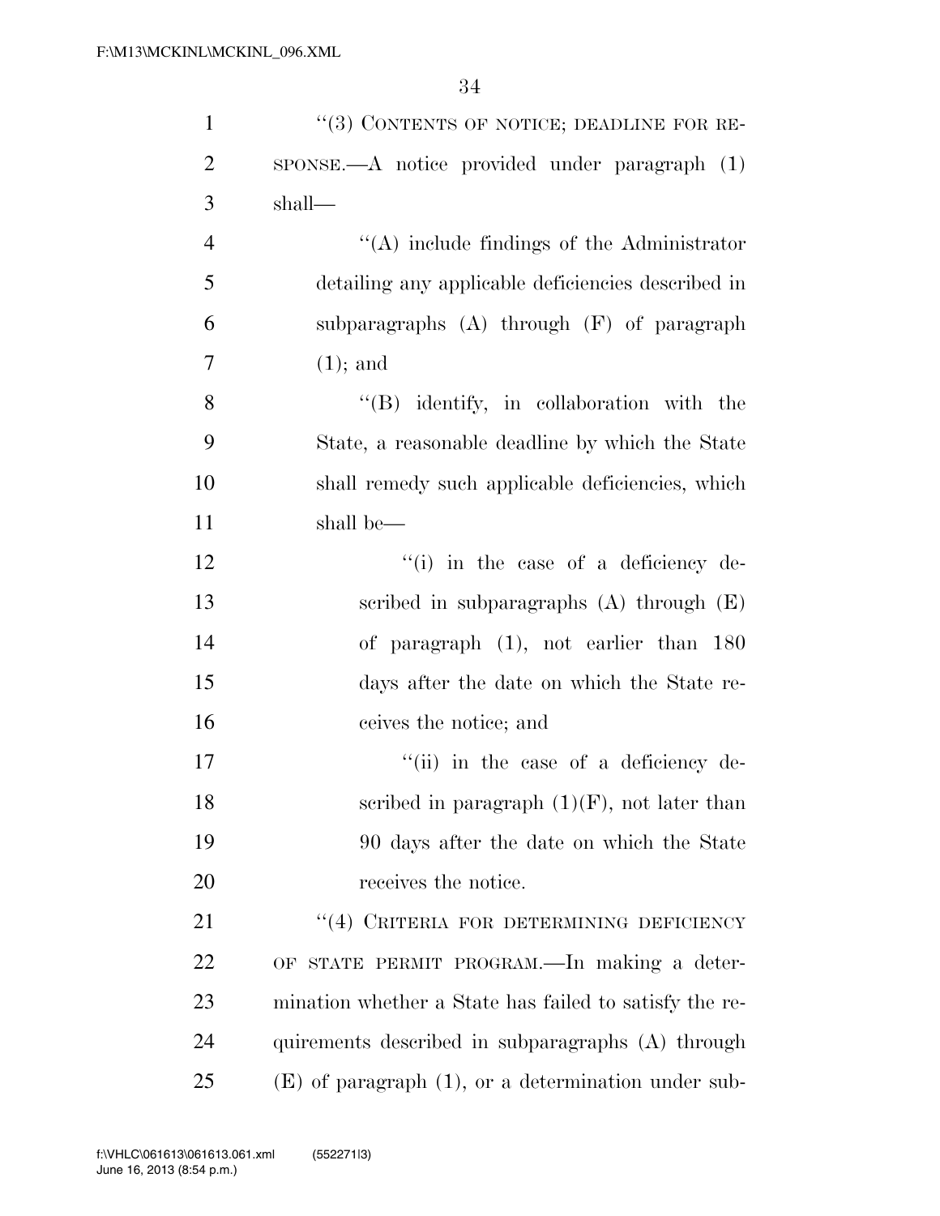''(3) CONTENTS OF NOTICE; DEADLINE FOR RESPONSE.—A notice provided under paragraph (1) shall—

''(A) include findings of the Administrator detailing any applicable deficiencies described in subparagraphs (A) through (F) of paragraph (1); and

''(B) identify, in collaboration with the State, a reasonable deadline by which the State shall remedy such applicable deficiencies, which shall be—

''(i) in the case of a deficiency described in subparagraphs (A) through (E) of paragraph (1), not earlier than 180 days after the date on which the State receives the notice; and

''(ii) in the case of a deficiency described in paragraph (1)(F), not later than 90 days after the date on which the State receives the notice.

''(4) CRITERIA FOR DETERMINING DEFICIENCY OF STATE PERMIT PROGRAM.—In making a determination whether a State has failed to satisfy the requirements described in subparagraphs (A) through (E) of paragraph (1), or a determination under sub-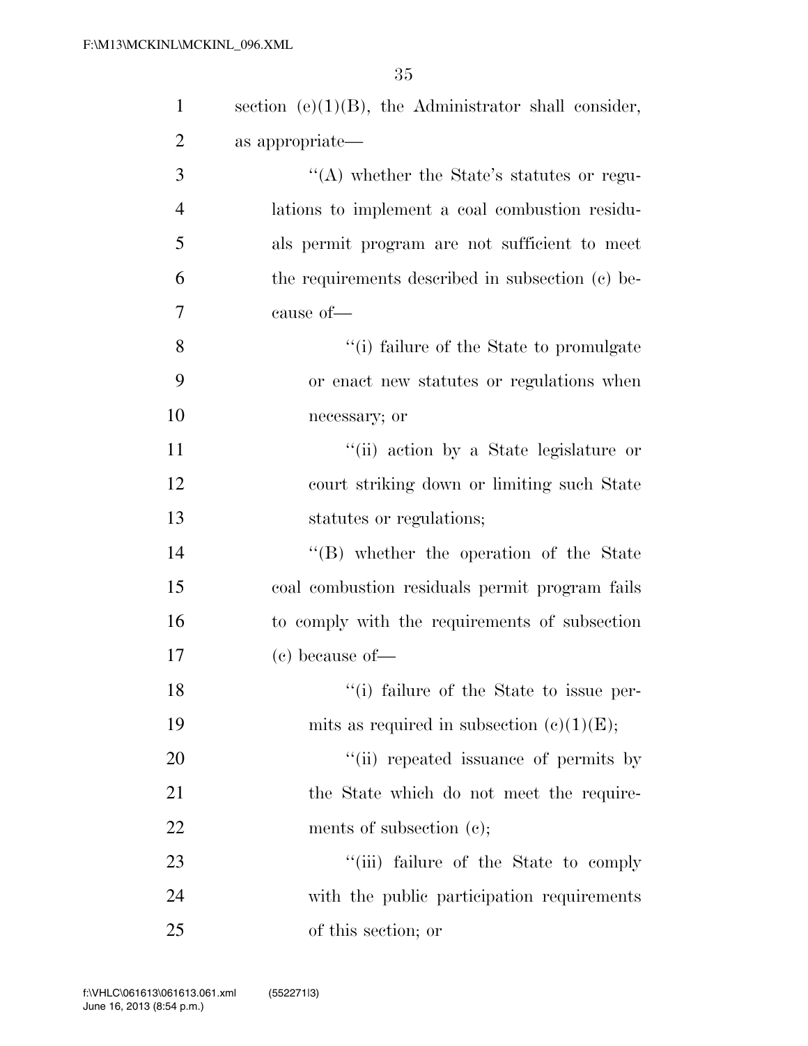section (e)(1)(B), the Administrator shall consider, as appropriate—

“(A) whether the State’s statutes or regulations to implement a coal combustion residuals permit program are not sufficient to meet the requirements described in subsection (c) because of—

“(i) failure of the State to promulgate or enact new statutes or regulations when necessary; or

“(ii) action by a State legislature or court striking down or limiting such State statutes or regulations;

“(B) whether the operation of the State coal combustion residuals permit program fails to comply with the requirements of subsection (c) because of—

“(i) failure of the State to issue permits as required in subsection (c)(1)(E);

“(ii) repeated issuance of permits by the State which do not meet the requirements of subsection (c);

“(iii) failure of the State to comply with the public participation requirements of this section; or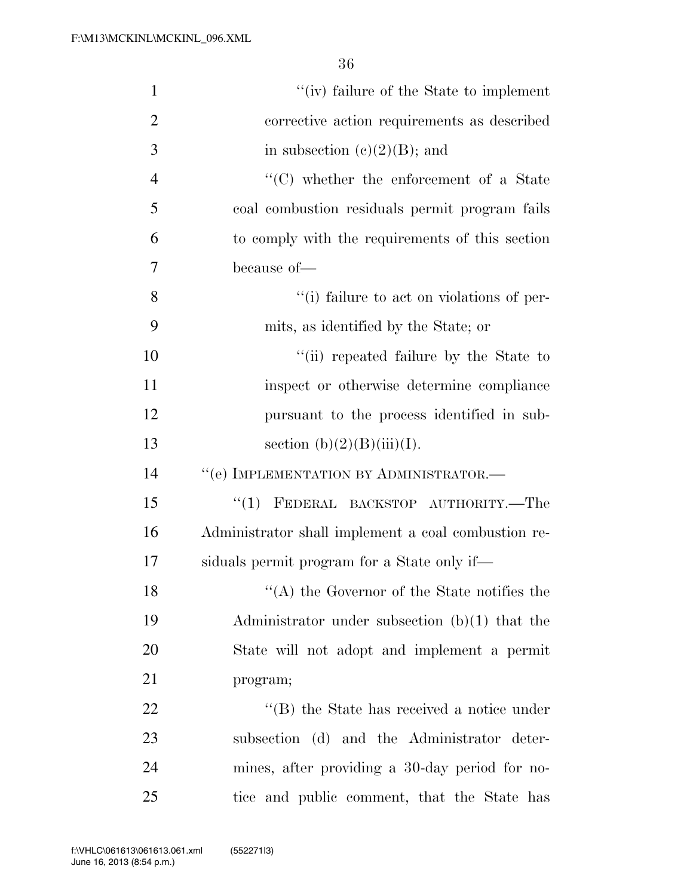"(iv) failure of the State to implement corrective action requirements as described in subsection (c)(2)(B); and

"(C) whether the enforcement of a State coal combustion residuals permit program fails to comply with the requirements of this section because of—

"(i) failure to act on violations of permits, as identified by the State; or

"(ii) repeated failure by the State to inspect or otherwise determine compliance pursuant to the process identified in subsection (b)(2)(B)(iii)(I).

"(e) IMPLEMENTATION BY ADMINISTRATOR.—

"(1) FEDERAL BACKSTOP AUTHORITY.—The Administrator shall implement a coal combustion residuals permit program for a State only if—

"(A) the Governor of the State notifies the Administrator under subsection (b)(1) that the State will not adopt and implement a permit program;

"(B) the State has received a notice under subsection (d) and the Administrator determines, after providing a 30-day period for notice and public comment, that the State has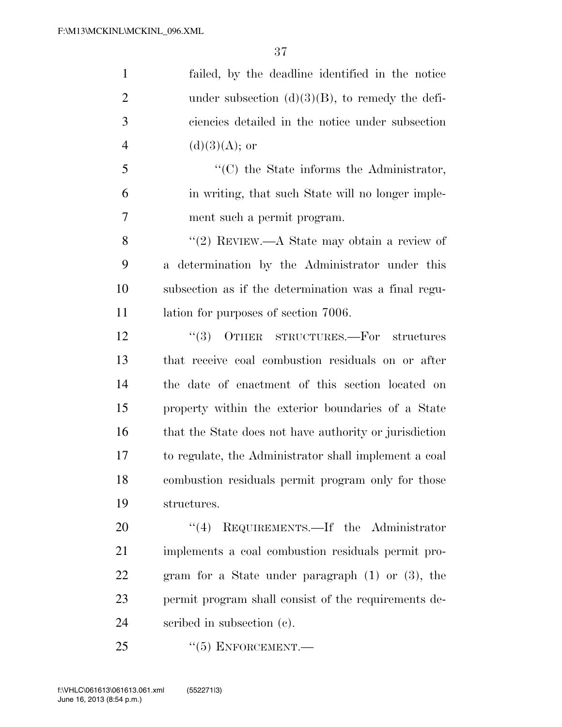failed, by the deadline identified in the notice under subsection (d)(3)(B), to remedy the deficiencies detailed in the notice under subsection (d)(3)(A); or

''(C) the State informs the Administrator, in writing, that such State will no longer implement such a permit program.

''(2) REVIEW.—A State may obtain a review of a determination by the Administrator under this subsection as if the determination was a final regulation for purposes of section 7006.

''(3) OTHER STRUCTURES.—For structures that receive coal combustion residuals on or after the date of enactment of this section located on property within the exterior boundaries of a State that the State does not have authority or jurisdiction to regulate, the Administrator shall implement a coal combustion residuals permit program only for those structures.

''(4) REQUIREMENTS.—If the Administrator implements a coal combustion residuals permit program for a State under paragraph (1) or (3), the permit program shall consist of the requirements described in subsection (c).

''(5) ENFORCEMENT.—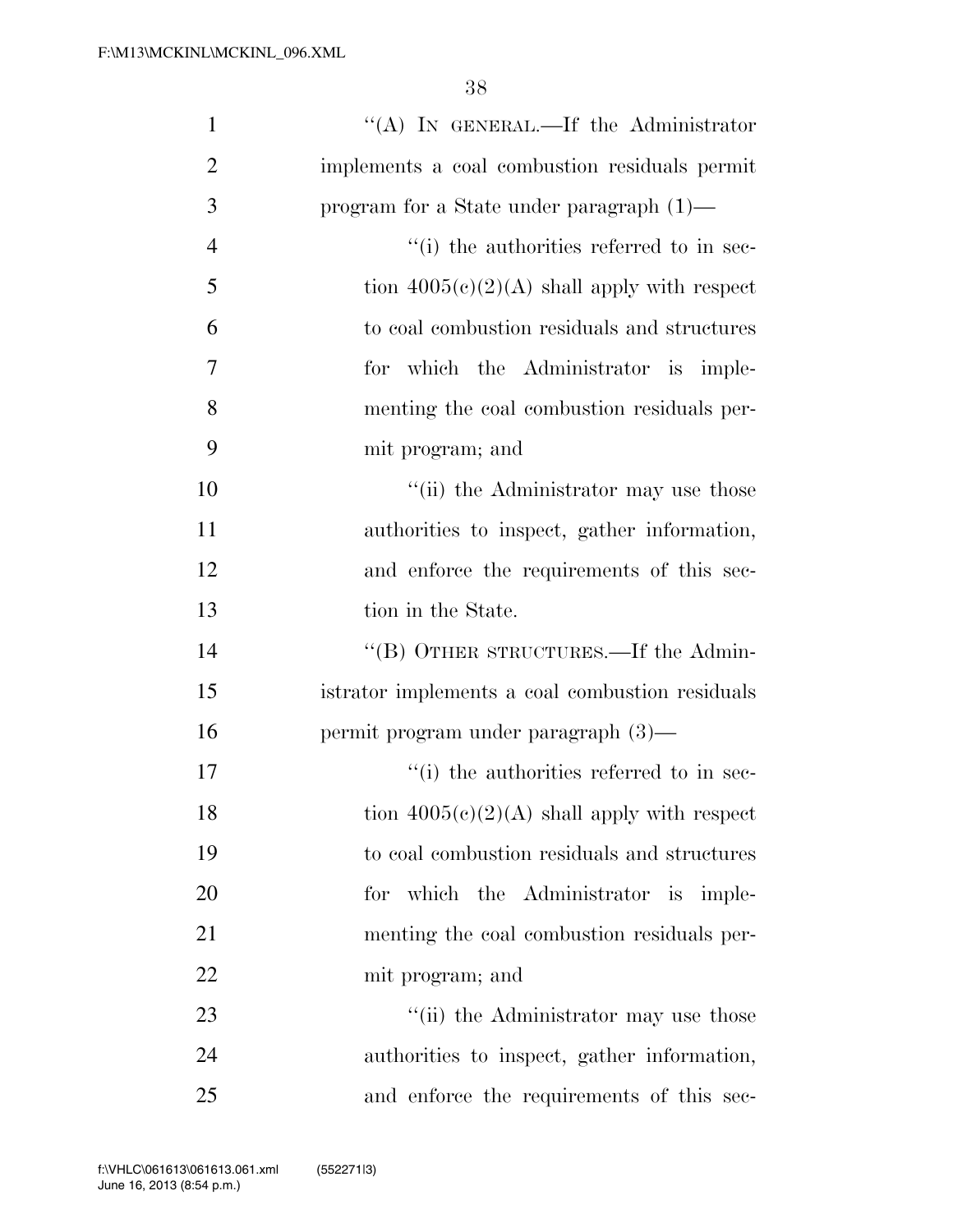"(A) IN GENERAL.—If the Administrator implements a coal combustion residuals permit program for a State under paragraph (1)—

"(i) the authorities referred to in section 4005(c)(2)(A) shall apply with respect to coal combustion residuals and structures for which the Administrator is implementing the coal combustion residuals permit program; and

"(ii) the Administrator may use those authorities to inspect, gather information, and enforce the requirements of this section in the State.

"(B) OTHER STRUCTURES.—If the Administrator implements a coal combustion residuals permit program under paragraph (3)—

"(i) the authorities referred to in section 4005(c)(2)(A) shall apply with respect to coal combustion residuals and structures for which the Administrator is implementing the coal combustion residuals permit program; and

"(ii) the Administrator may use those authorities to inspect, gather information, and enforce the requirements of this sec-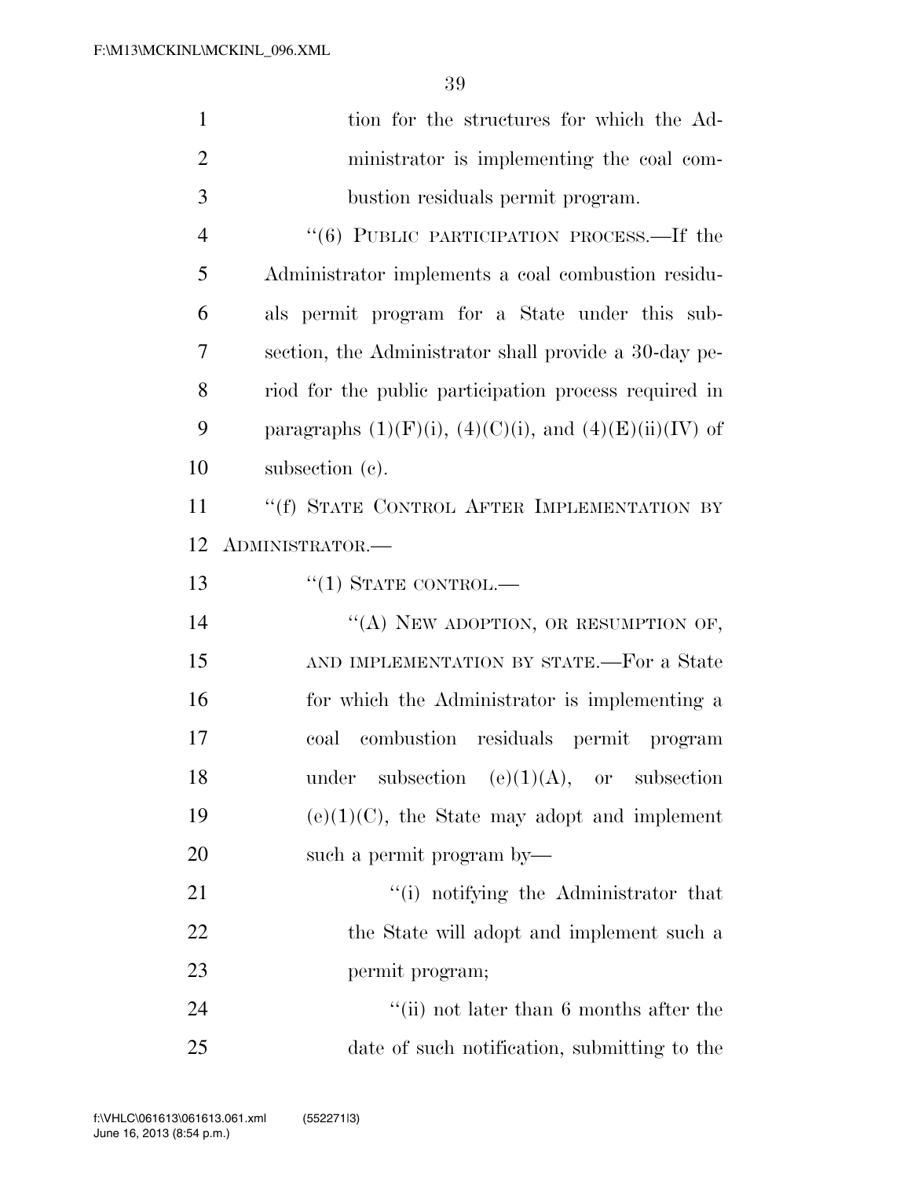tion for the structures for which the Administrator is implementing the coal combustion residuals permit program.

"(6) PUBLIC PARTICIPATION PROCESS.—If the Administrator implements a coal combustion residuals permit program for a State under this subsection, the Administrator shall provide a 30-day period for the public participation process required in paragraphs (1)(F)(i), (4)(C)(i), and (4)(E)(ii)(IV) of subsection (c).

"(f) STATE CONTROL AFTER IMPLEMENTATION BY ADMINISTRATOR.—

"(1) STATE CONTROL.—

"(A) NEW ADOPTION, OR RESUMPTION OF, AND IMPLEMENTATION BY STATE.—For a State for which the Administrator is implementing a coal combustion residuals permit program under subsection (e)(1)(A), or subsection (e)(1)(C), the State may adopt and implement such a permit program by—

"(i) notifying the Administrator that the State will adopt and implement such a permit program;

"(ii) not later than 6 months after the date of such notification, submitting to the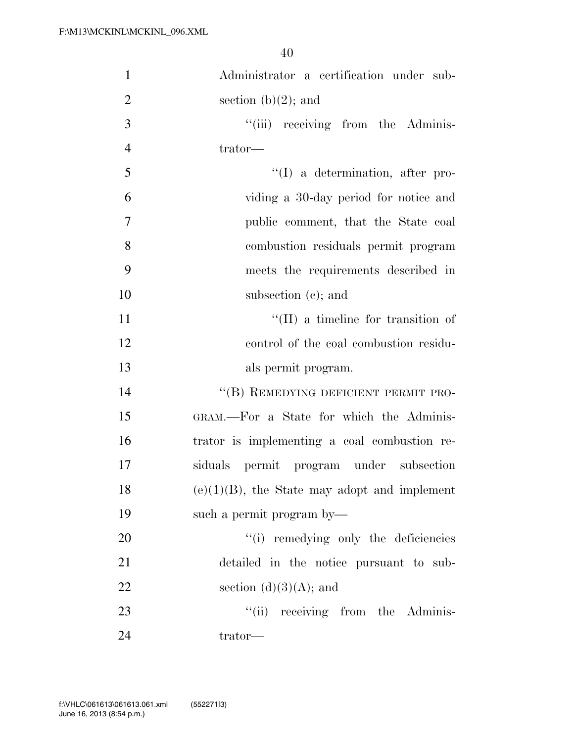Administrator a certification under subsection (b)(2); and

''(iii) receiving from the Administrator—

''(I) a determination, after providing a 30-day period for notice and public comment, that the State coal combustion residuals permit program meets the requirements described in subsection (c); and

''(II) a timeline for transition of control of the coal combustion residuals permit program.

''(B) REMEDYING DEFICIENT PERMIT PROGRAM.—For a State for which the Administrator is implementing a coal combustion residuals permit program under subsection (e)(1)(B), the State may adopt and implement such a permit program by—

''(i) remedying only the deficiencies detailed in the notice pursuant to subsection (d)(3)(A); and

''(ii) receiving from the Administrator—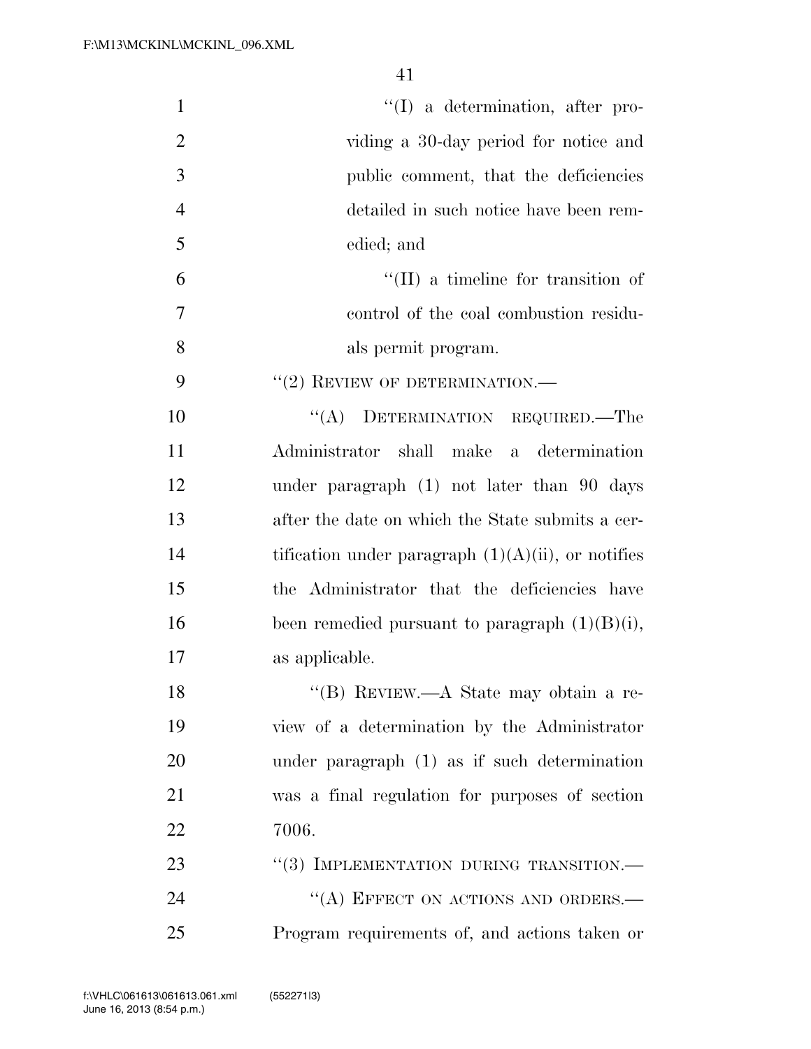"(I) a determination, after providing a 30-day period for notice and public comment, that the deficiencies detailed in such notice have been remedied; and

"(II) a timeline for transition of control of the coal combustion residuals permit program.

"(2) REVIEW OF DETERMINATION.—

"(A) DETERMINATION REQUIRED.—The Administrator shall make a determination under paragraph (1) not later than 90 days after the date on which the State submits a certification under paragraph (1)(A)(ii), or notifies the Administrator that the deficiencies have been remedied pursuant to paragraph (1)(B)(i), as applicable.

"(B) REVIEW.—A State may obtain a review of a determination by the Administrator under paragraph (1) as if such determination was a final regulation for purposes of section 7006.

"(3) IMPLEMENTATION DURING TRANSITION.—

"(A) EFFECT ON ACTIONS AND ORDERS.—Program requirements of, and actions taken or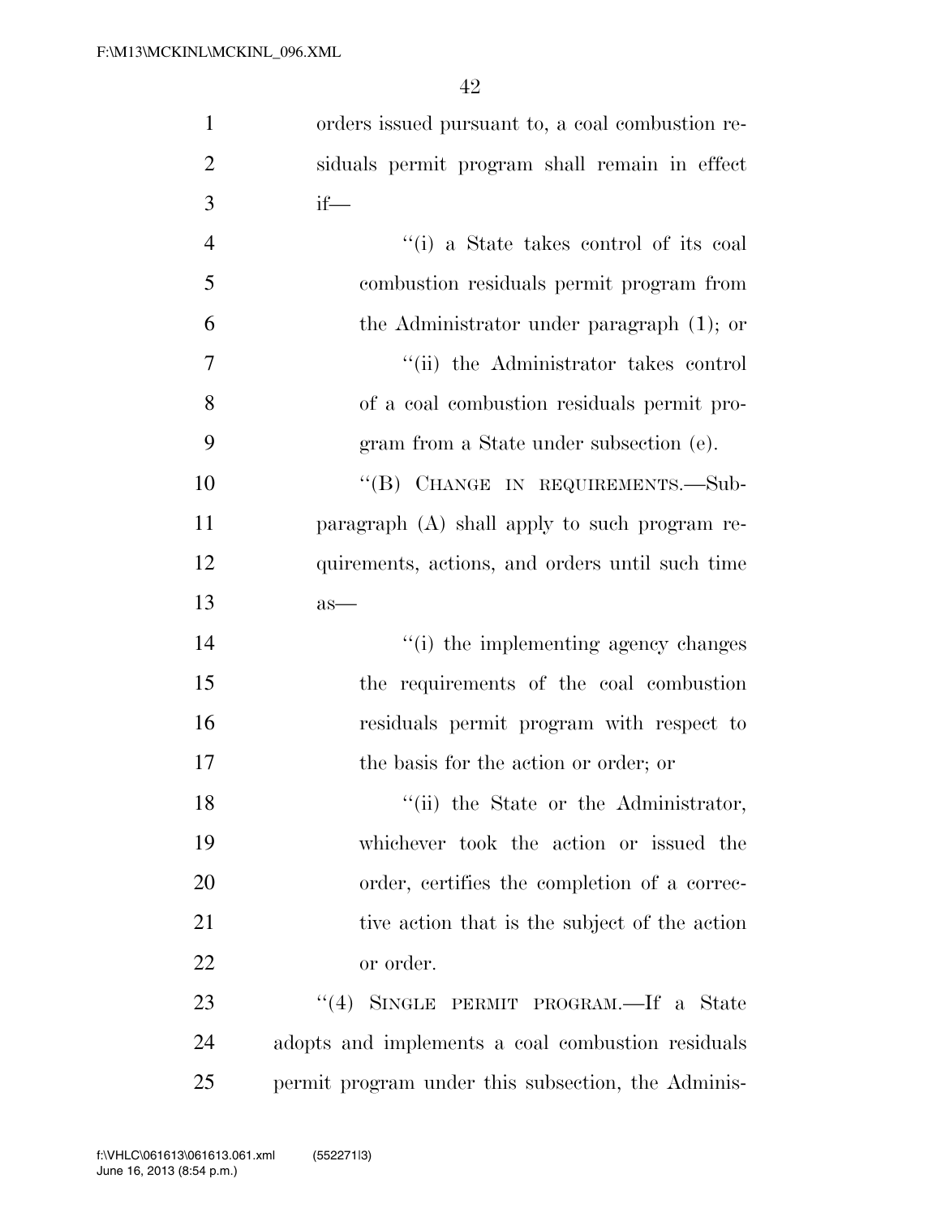orders issued pursuant to, a coal combustion residuals permit program shall remain in effect if—

''(i) a State takes control of its coal combustion residuals permit program from the Administrator under paragraph (1); or

''(ii) the Administrator takes control of a coal combustion residuals permit program from a State under subsection (e).

''(B) CHANGE IN REQUIREMENTS.—Subparagraph (A) shall apply to such program requirements, actions, and orders until such time as—

''(i) the implementing agency changes the requirements of the coal combustion residuals permit program with respect to the basis for the action or order; or

''(ii) the State or the Administrator, whichever took the action or issued the order, certifies the completion of a corrective action that is the subject of the action or order.

''(4) SINGLE PERMIT PROGRAM.—If a State adopts and implements a coal combustion residuals permit program under this subsection, the Adminis-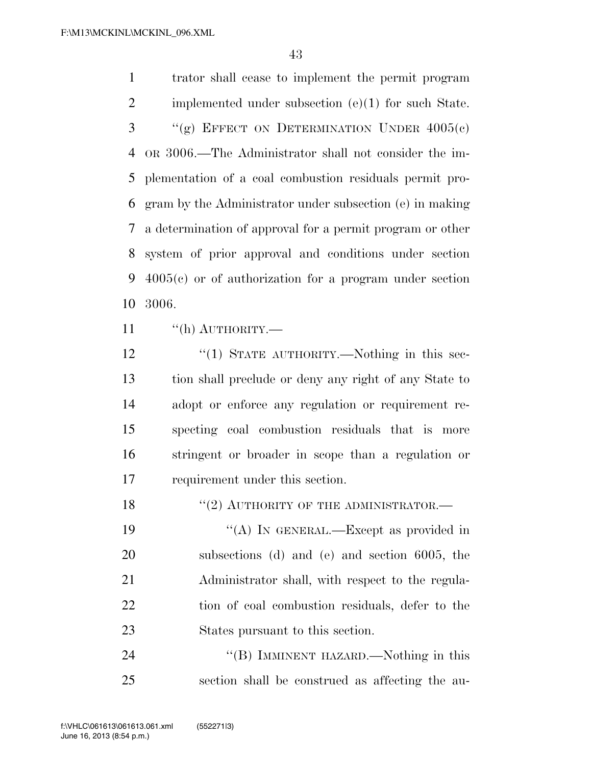trator shall cease to implement the permit program implemented under subsection (e)(1) for such State.

"(g) EFFECT ON DETERMINATION UNDER 4005(c) OR 3006.—The Administrator shall not consider the implementation of a coal combustion residuals permit program by the Administrator under subsection (e) in making a determination of approval for a permit program or other system of prior approval and conditions under section 4005(c) or of authorization for a program under section 3006.

"(h) AUTHORITY.—

"(1) STATE AUTHORITY.—Nothing in this section shall preclude or deny any right of any State to adopt or enforce any regulation or requirement respecting coal combustion residuals that is more stringent or broader in scope than a regulation or requirement under this section.

"(2) AUTHORITY OF THE ADMINISTRATOR.—

"(A) IN GENERAL.—Except as provided in subsections (d) and (e) and section 6005, the Administrator shall, with respect to the regulation of coal combustion residuals, defer to the States pursuant to this section.

"(B) IMMINENT HAZARD.—Nothing in this section shall be construed as affecting the au-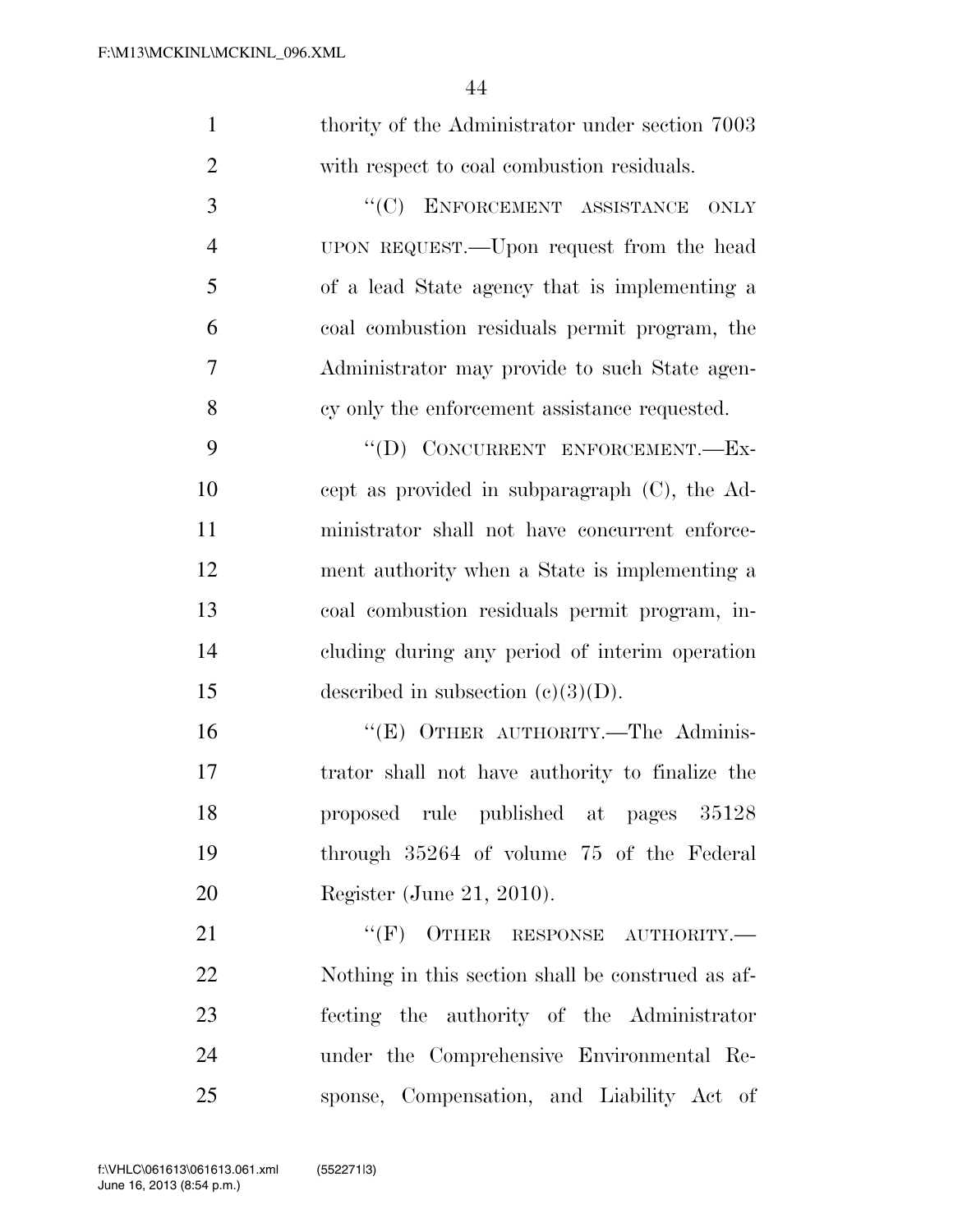thority of the Administrator under section 7003 with respect to coal combustion residuals.

"(C) ENFORCEMENT ASSISTANCE ONLY UPON REQUEST.—Upon request from the head of a lead State agency that is implementing a coal combustion residuals permit program, the Administrator may provide to such State agency only the enforcement assistance requested.

"(D) CONCURRENT ENFORCEMENT.—Except as provided in subparagraph (C), the Administrator shall not have concurrent enforcement authority when a State is implementing a coal combustion residuals permit program, including during any period of interim operation described in subsection (c)(3)(D).

"(E) OTHER AUTHORITY.—The Administrator shall not have authority to finalize the proposed rule published at pages 35128 through 35264 of volume 75 of the Federal Register (June 21, 2010).

"(F) OTHER RESPONSE AUTHORITY.—Nothing in this section shall be construed as affecting the authority of the Administrator under the Comprehensive Environmental Response, Compensation, and Liability Act of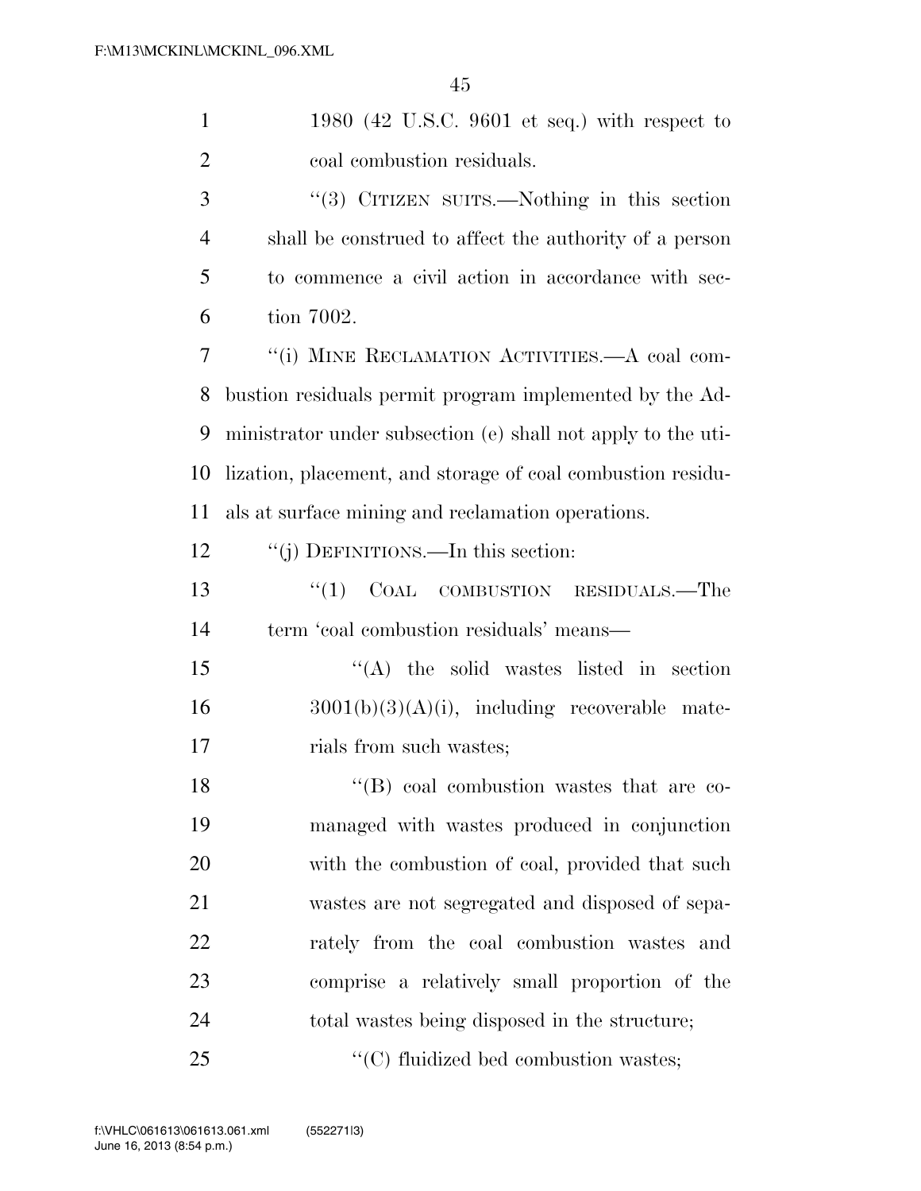1980 (42 U.S.C. 9601 et seq.) with respect to coal combustion residuals.

''(3) CITIZEN SUITS.—Nothing in this section shall be construed to affect the authority of a person to commence a civil action in accordance with section 7002.

''(i) MINE RECLAMATION ACTIVITIES.—A coal combustion residuals permit program implemented by the Administrator under subsection (e) shall not apply to the utilization, placement, and storage of coal combustion residuals at surface mining and reclamation operations.

''(j) DEFINITIONS.—In this section:

''(1) COAL COMBUSTION RESIDUALS.—The term 'coal combustion residuals' means—

''(A) the solid wastes listed in section 3001(b)(3)(A)(i), including recoverable materials from such wastes;

''(B) coal combustion wastes that are co-managed with wastes produced in conjunction with the combustion of coal, provided that such wastes are not segregated and disposed of separately from the coal combustion wastes and comprise a relatively small proportion of the total wastes being disposed in the structure;

''(C) fluidized bed combustion wastes;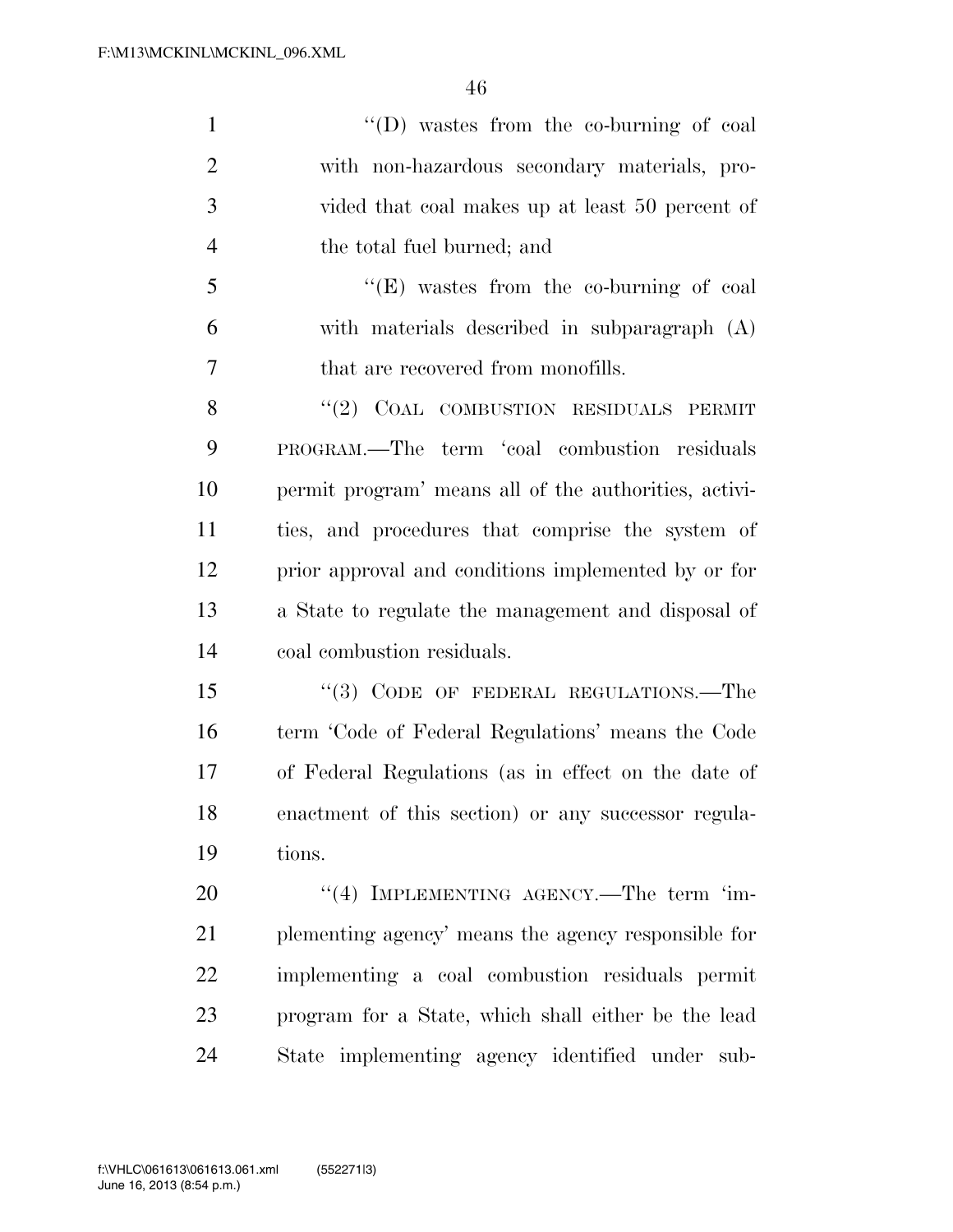''(D) wastes from the co-burning of coal with non-hazardous secondary materials, provided that coal makes up at least 50 percent of the total fuel burned; and

''(E) wastes from the co-burning of coal with materials described in subparagraph (A) that are recovered from monofills.

''(2) COAL COMBUSTION RESIDUALS PERMIT PROGRAM.—The term 'coal combustion residuals permit program' means all of the authorities, activities, and procedures that comprise the system of prior approval and conditions implemented by or for a State to regulate the management and disposal of coal combustion residuals.

''(3) CODE OF FEDERAL REGULATIONS.—The term 'Code of Federal Regulations' means the Code of Federal Regulations (as in effect on the date of enactment of this section) or any successor regulations.

''(4) IMPLEMENTING AGENCY.—The term 'implementing agency' means the agency responsible for implementing a coal combustion residuals permit program for a State, which shall either be the lead State implementing agency identified under sub-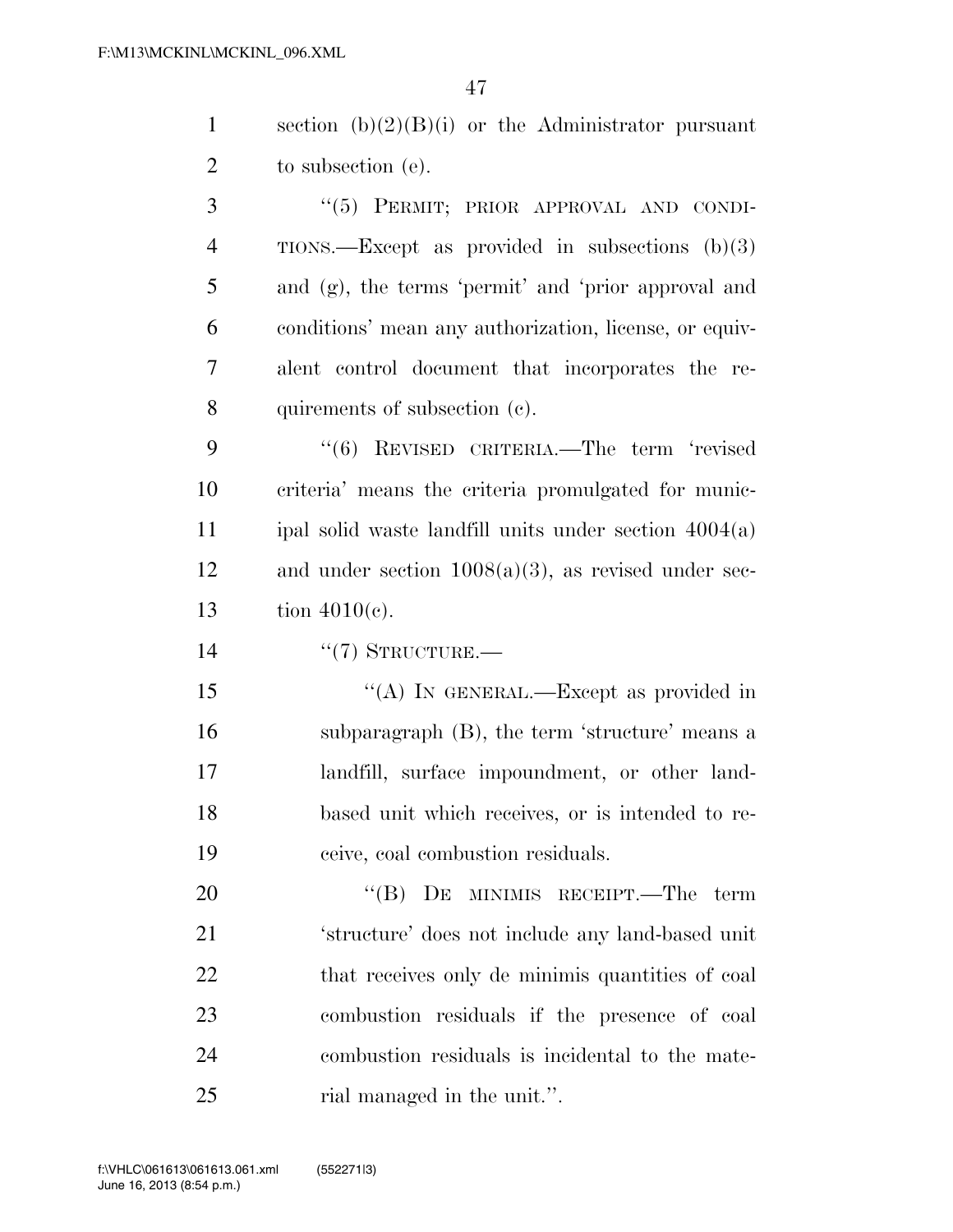section (b)(2)(B)(i) or the Administrator pursuant to subsection (e).

"(5) PERMIT; PRIOR APPROVAL AND CONDITIONS.—Except as provided in subsections (b)(3) and (g), the terms 'permit' and 'prior approval and conditions' mean any authorization, license, or equivalent control document that incorporates the requirements of subsection (c).

"(6) REVISED CRITERIA.—The term 'revised criteria' means the criteria promulgated for municipal solid waste landfill units under section 4004(a) and under section 1008(a)(3), as revised under section 4010(c).

"(7) STRUCTURE.—

"(A) IN GENERAL.—Except as provided in subparagraph (B), the term 'structure' means a landfill, surface impoundment, or other land-based unit which receives, or is intended to receive, coal combustion residuals.

"(B) DE MINIMIS RECEIPT.—The term 'structure' does not include any land-based unit that receives only de minimis quantities of coal combustion residuals if the presence of coal combustion residuals is incidental to the material managed in the unit.".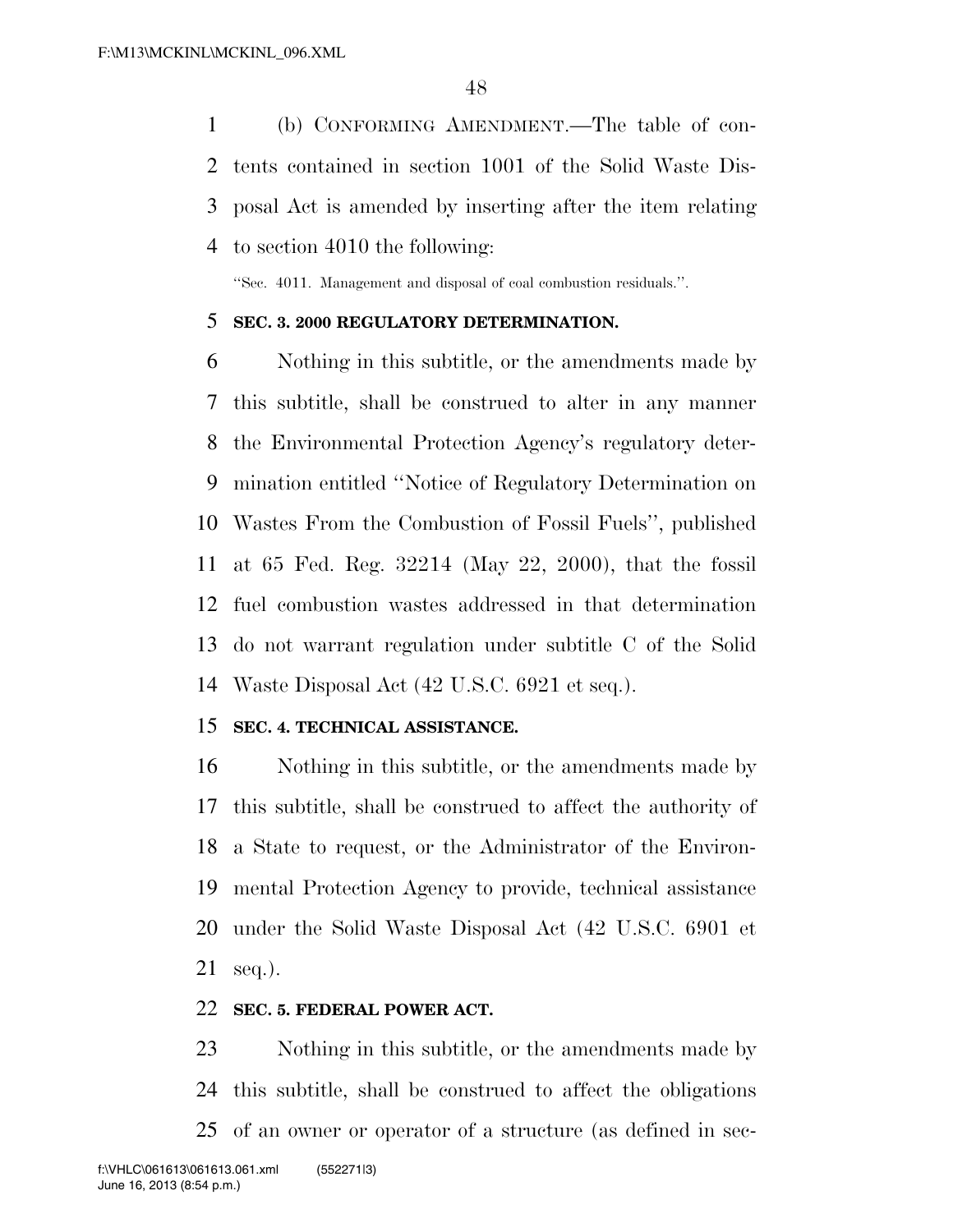(b) CONFORMING AMENDMENT.—The table of contents contained in section 1001 of the Solid Waste Disposal Act is amended by inserting after the item relating to section 4010 the following:

"Sec. 4011. Management and disposal of coal combustion residuals.".

**SEC. 3. 2000 REGULATORY DETERMINATION.**

Nothing in this subtitle, or the amendments made by this subtitle, shall be construed to alter in any manner the Environmental Protection Agency's regulatory determination entitled "Notice of Regulatory Determination on Wastes From the Combustion of Fossil Fuels", published at 65 Fed. Reg. 32214 (May 22, 2000), that the fossil fuel combustion wastes addressed in that determination do not warrant regulation under subtitle C of the Solid Waste Disposal Act (42 U.S.C. 6921 et seq.).

**SEC. 4. TECHNICAL ASSISTANCE.**

Nothing in this subtitle, or the amendments made by this subtitle, shall be construed to affect the authority of a State to request, or the Administrator of the Environmental Protection Agency to provide, technical assistance under the Solid Waste Disposal Act (42 U.S.C. 6901 et seq.).

**SEC. 5. FEDERAL POWER ACT.**

Nothing in this subtitle, or the amendments made by this subtitle, shall be construed to affect the obligations of an owner or operator of a structure (as defined in sec-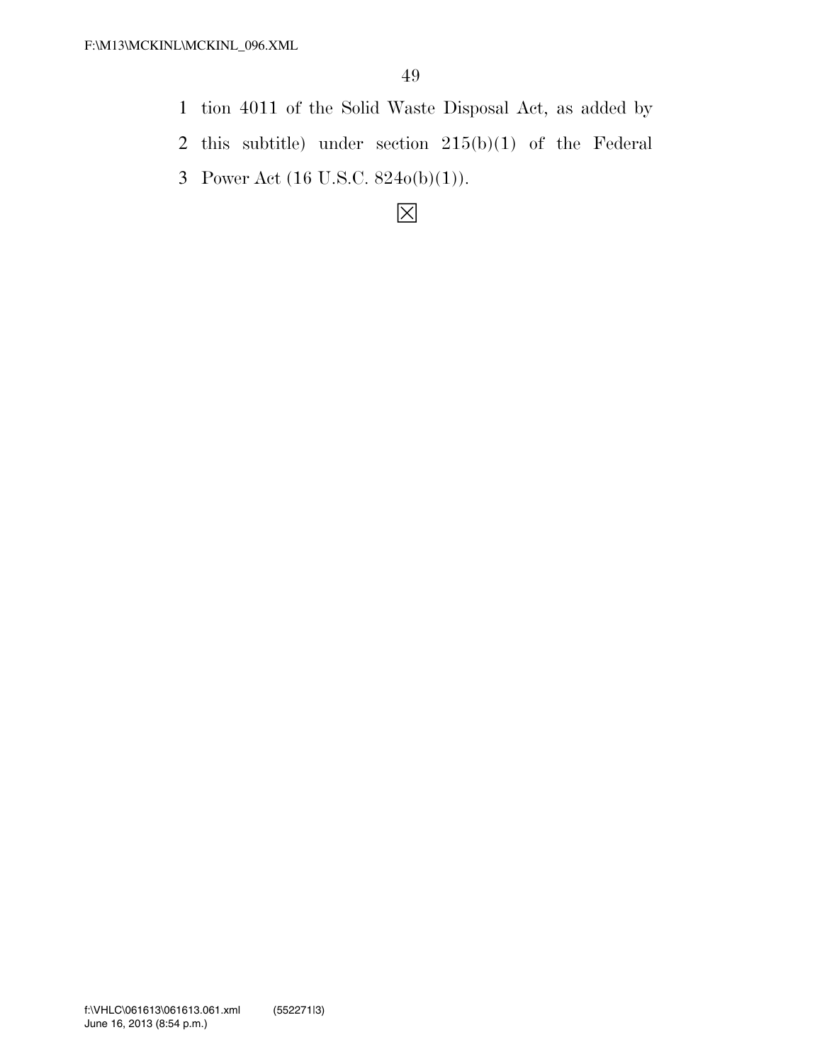tion 4011 of the Solid Waste Disposal Act, as added by this subtitle) under section 215(b)(1) of the Federal Power Act (16 U.S.C. 824o(b)(1)).